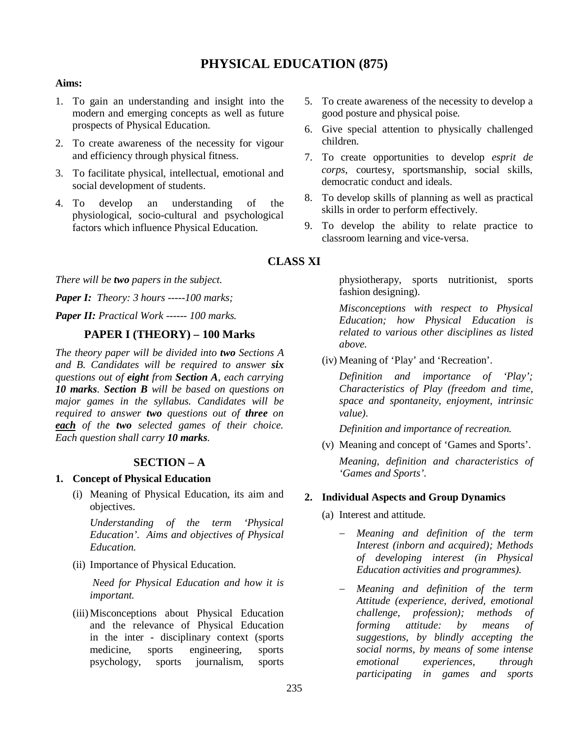# PHYSICAL EDUCATION (875)

**Aims:**

1. To gain an understanding and insight into the modern and emerging concepts as well as future prospects of Physical Education.
2. To create awareness of the necessity for vigour and efficiency through physical fitness.
3. To facilitate physical, intellectual, emotional and social development of students.
4. To develop an understanding of the physiological, socio-cultural and psychological factors which influence Physical Education.
5. To create awareness of the necessity to develop a good posture and physical poise.
6. Give special attention to physically challenged children.
7. To create opportunities to develop *esprit de corps*, courtesy, sportsmanship, social skills, democratic conduct and ideals.
8. To develop skills of planning as well as practical skills in order to perform effectively.
9. To develop the ability to relate practice to classroom learning and vice-versa.

## CLASS XI

*There will be **two** papers in the subject.*

***Paper I:** Theory: 3 hours -----100 marks;*

***Paper II:** Practical Work ------ 100 marks.*

### PAPER I (THEORY) – 100 Marks

*The theory paper will be divided into **two** Sections A and B. Candidates will be required to answer **six** questions out of **eight** from **Section A**, each carrying **10 marks**. **Section B** will be based on questions on major games in the syllabus. Candidates will be required to answer **two** questions out of **three** on **each** of the **two** selected games of their choice. Each question shall carry **10 marks**.*

### SECTION – A

**1. Concept of Physical Education**

(i) Meaning of Physical Education, its aim and objectives.

*Understanding of the term 'Physical Education'. Aims and objectives of Physical Education.*

(ii) Importance of Physical Education.

*Need for Physical Education and how it is important.*

(iii) Misconceptions about Physical Education and the relevance of Physical Education in the inter - disciplinary context (sports medicine, sports engineering, sports psychology, sports journalism, sports physiotherapy, sports nutritionist, sports fashion designing).

*Misconceptions with respect to Physical Education; how Physical Education is related to various other disciplines as listed above.*

(iv) Meaning of 'Play' and 'Recreation'.

*Definition and importance of 'Play'; Characteristics of Play (freedom and time, space and spontaneity, enjoyment, intrinsic value).*

*Definition and importance of recreation.*

(v) Meaning and concept of 'Games and Sports'.

*Meaning, definition and characteristics of 'Games and Sports'.*

**2. Individual Aspects and Group Dynamics**

(a) Interest and attitude.

- *Meaning and definition of the term Interest (inborn and acquired); Methods of developing interest (in Physical Education activities and programmes).*
- *Meaning and definition of the term Attitude (experience, derived, emotional challenge, profession); methods of forming attitude: by means of suggestions, by blindly accepting the social norms, by means of some intense emotional experiences, through participating in games and sports*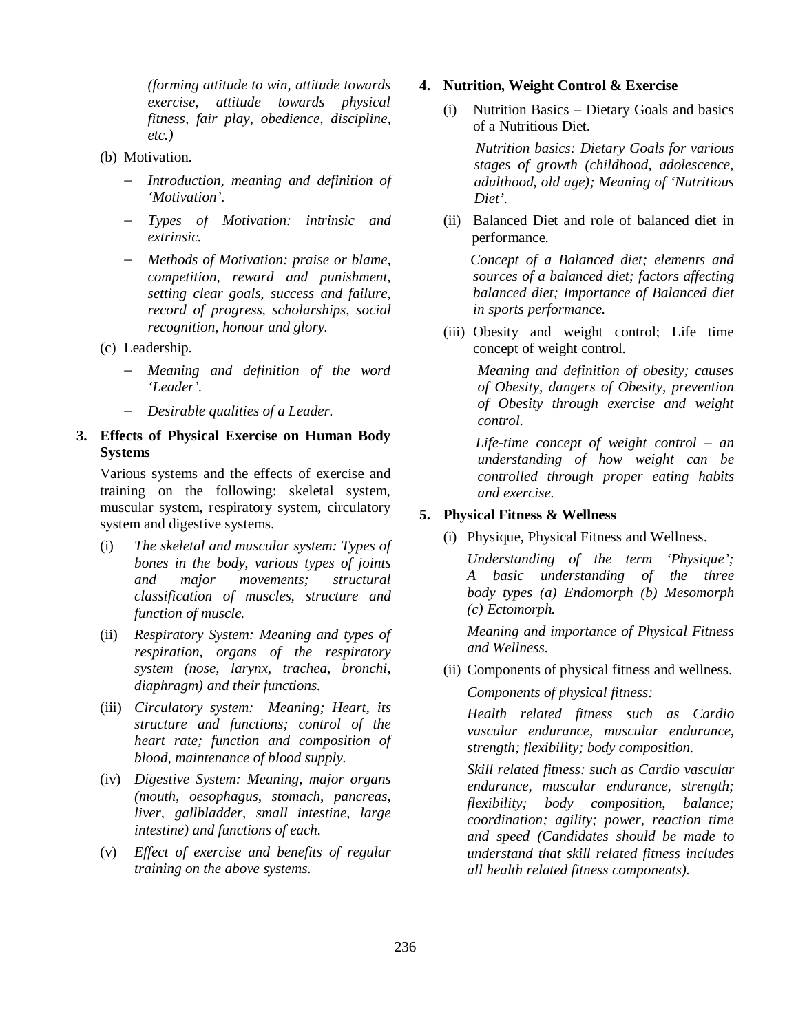*(forming attitude to win, attitude towards exercise, attitude towards physical fitness, fair play, obedience, discipline, etc.)*

(b) Motivation.

- *Introduction, meaning and definition of 'Motivation'.*
- *Types of Motivation: intrinsic and extrinsic.*
- *Methods of Motivation: praise or blame, competition, reward and punishment, setting clear goals, success and failure, record of progress, scholarships, social recognition, honour and glory.*

(c) Leadership.

- *Meaning and definition of the word 'Leader'.*
- *Desirable qualities of a Leader.*

**3. Effects of Physical Exercise on Human Body Systems**

Various systems and the effects of exercise and training on the following: skeletal system, muscular system, respiratory system, circulatory system and digestive systems.

(i) *The skeletal and muscular system: Types of bones in the body, various types of joints and major movements; structural classification of muscles, structure and function of muscle.*

(ii) *Respiratory System: Meaning and types of respiration, organs of the respiratory system (nose, larynx, trachea, bronchi, diaphragm) and their functions.*

(iii) *Circulatory system: Meaning; Heart, its structure and functions; control of the heart rate; function and composition of blood, maintenance of blood supply.*

(iv) *Digestive System: Meaning, major organs (mouth, oesophagus, stomach, pancreas, liver, gallbladder, small intestine, large intestine) and functions of each.*

(v) *Effect of exercise and benefits of regular training on the above systems.*

**4. Nutrition, Weight Control & Exercise**

(i) Nutrition Basics – Dietary Goals and basics of a Nutritious Diet.

*Nutrition basics: Dietary Goals for various stages of growth (childhood, adolescence, adulthood, old age); Meaning of 'Nutritious Diet'.*

(ii) Balanced Diet and role of balanced diet in performance.

*Concept of a Balanced diet; elements and sources of a balanced diet; factors affecting balanced diet; Importance of Balanced diet in sports performance.*

(iii) Obesity and weight control; Life time concept of weight control.

*Meaning and definition of obesity; causes of Obesity, dangers of Obesity, prevention of Obesity through exercise and weight control.*

*Life-time concept of weight control – an understanding of how weight can be controlled through proper eating habits and exercise.*

**5. Physical Fitness & Wellness**

(i) Physique, Physical Fitness and Wellness.

*Understanding of the term 'Physique'; A basic understanding of the three body types (a) Endomorph (b) Mesomorph (c) Ectomorph.*

*Meaning and importance of Physical Fitness and Wellness.*

(ii) Components of physical fitness and wellness.

*Components of physical fitness:*

*Health related fitness such as Cardio vascular endurance, muscular endurance, strength; flexibility; body composition.*

*Skill related fitness: such as Cardio vascular endurance, muscular endurance, strength; flexibility; body composition, balance; coordination; agility; power, reaction time and speed (Candidates should be made to understand that skill related fitness includes all health related fitness components).*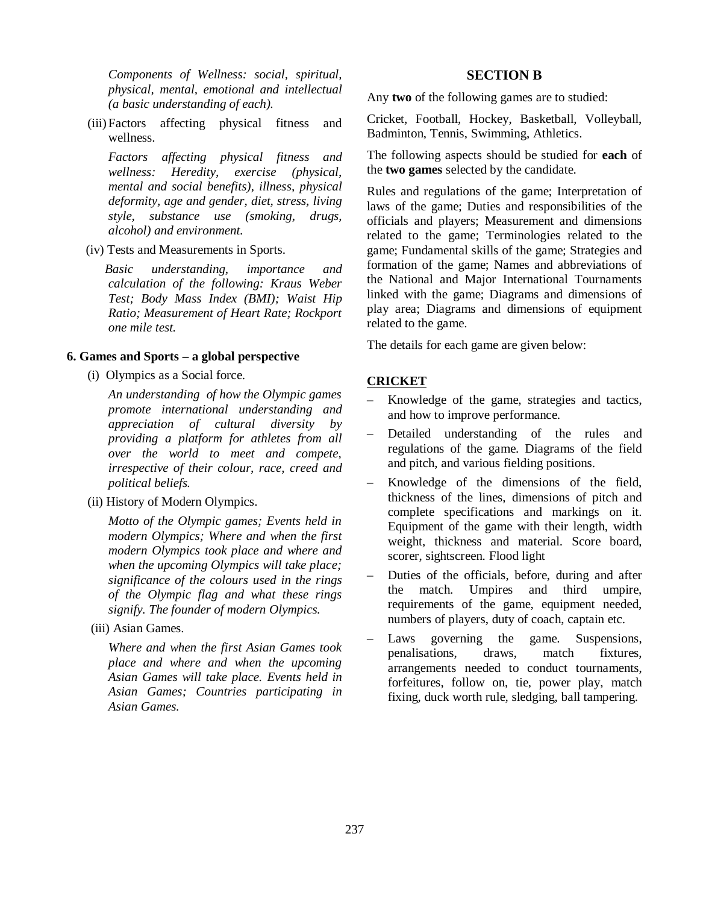*Components of Wellness: social, spiritual, physical, mental, emotional and intellectual (a basic understanding of each).*

(iii) Factors affecting physical fitness and wellness.

*Factors affecting physical fitness and wellness: Heredity, exercise (physical, mental and social benefits), illness, physical deformity, age and gender, diet, stress, living style, substance use (smoking, drugs, alcohol) and environment.*

(iv) Tests and Measurements in Sports.

*Basic understanding, importance and calculation of the following: Kraus Weber Test; Body Mass Index (BMI); Waist Hip Ratio; Measurement of Heart Rate; Rockport one mile test.*

**6. Games and Sports – a global perspective**

(i) Olympics as a Social force.

*An understanding of how the Olympic games promote international understanding and appreciation of cultural diversity by providing a platform for athletes from all over the world to meet and compete, irrespective of their colour, race, creed and political beliefs.*

(ii) History of Modern Olympics.

*Motto of the Olympic games; Events held in modern Olympics; Where and when the first modern Olympics took place and where and when the upcoming Olympics will take place; significance of the colours used in the rings of the Olympic flag and what these rings signify. The founder of modern Olympics.*

(iii) Asian Games.

*Where and when the first Asian Games took place and where and when the upcoming Asian Games will take place. Events held in Asian Games; Countries participating in Asian Games.*

## SECTION B

Any **two** of the following games are to studied:

Cricket, Football, Hockey, Basketball, Volleyball, Badminton, Tennis, Swimming, Athletics.

The following aspects should be studied for **each** of the **two games** selected by the candidate.

Rules and regulations of the game; Interpretation of laws of the game; Duties and responsibilities of the officials and players; Measurement and dimensions related to the game; Terminologies related to the game; Fundamental skills of the game; Strategies and formation of the game; Names and abbreviations of the National and Major International Tournaments linked with the game; Diagrams and dimensions of play area; Diagrams and dimensions of equipment related to the game.

The details for each game are given below:

### CRICKET

- Knowledge of the game, strategies and tactics, and how to improve performance.
- Detailed understanding of the rules and regulations of the game. Diagrams of the field and pitch, and various fielding positions.
- Knowledge of the dimensions of the field, thickness of the lines, dimensions of pitch and complete specifications and markings on it. Equipment of the game with their length, width weight, thickness and material. Score board, scorer, sightscreen. Flood light
- Duties of the officials, before, during and after the match. Umpires and third umpire, requirements of the game, equipment needed, numbers of players, duty of coach, captain etc.
- Laws governing the game. Suspensions, penalisations, draws, match fixtures, arrangements needed to conduct tournaments, forfeitures, follow on, tie, power play, match fixing, duck worth rule, sledging, ball tampering.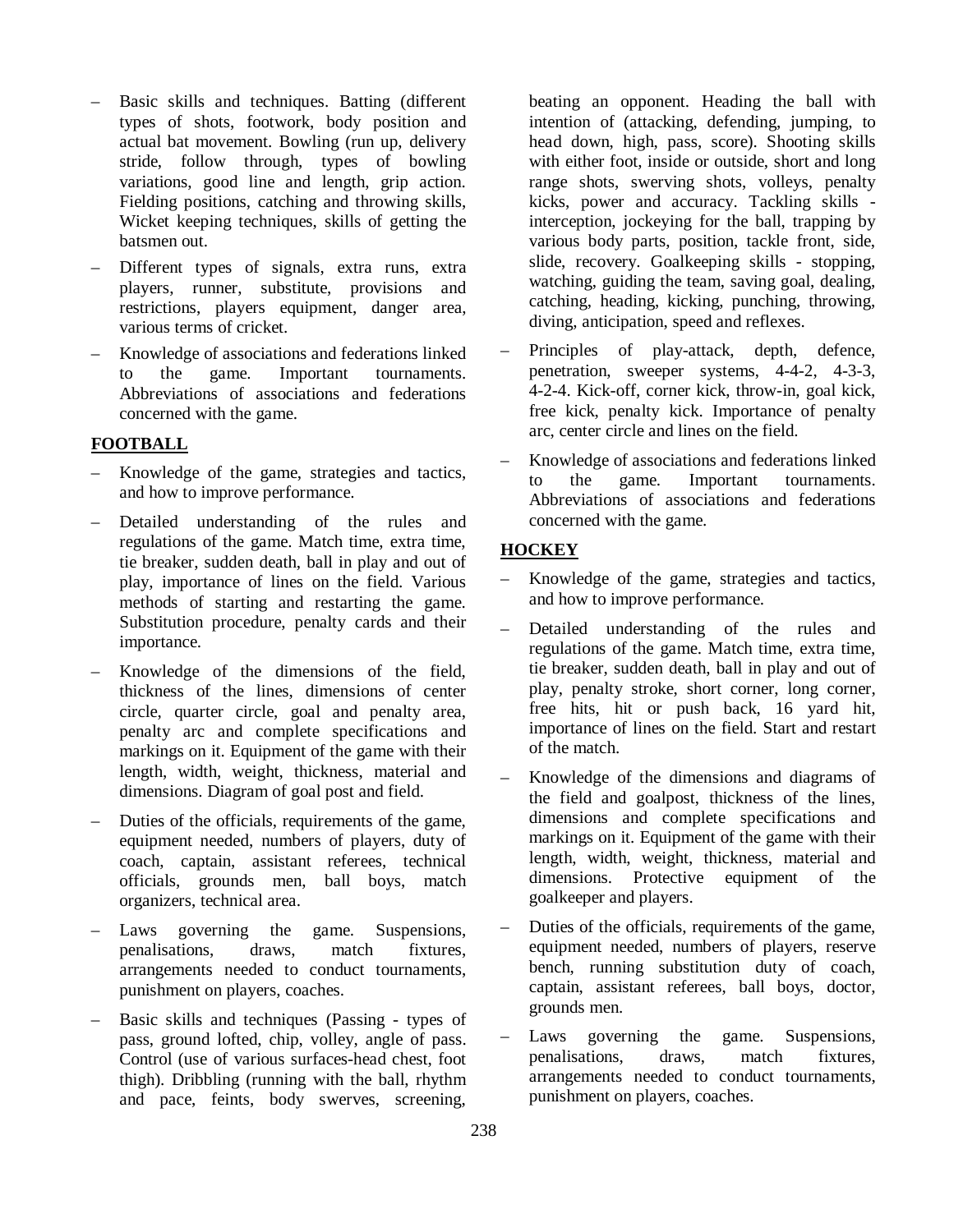- Basic skills and techniques. Batting (different types of shots, footwork, body position and actual bat movement. Bowling (run up, delivery stride, follow through, types of bowling variations, good line and length, grip action. Fielding positions, catching and throwing skills, Wicket keeping techniques, skills of getting the batsmen out.
- Different types of signals, extra runs, extra players, runner, substitute, provisions and restrictions, players equipment, danger area, various terms of cricket.
- Knowledge of associations and federations linked to the game. Important tournaments. Abbreviations of associations and federations concerned with the game.

**FOOTBALL**

- Knowledge of the game, strategies and tactics, and how to improve performance.
- Detailed understanding of the rules and regulations of the game. Match time, extra time, tie breaker, sudden death, ball in play and out of play, importance of lines on the field. Various methods of starting and restarting the game. Substitution procedure, penalty cards and their importance.
- Knowledge of the dimensions of the field, thickness of the lines, dimensions of center circle, quarter circle, goal and penalty area, penalty arc and complete specifications and markings on it. Equipment of the game with their length, width, weight, thickness, material and dimensions. Diagram of goal post and field.
- Duties of the officials, requirements of the game, equipment needed, numbers of players, duty of coach, captain, assistant referees, technical officials, grounds men, ball boys, match organizers, technical area.
- Laws governing the game. Suspensions, penalisations, draws, match fixtures, arrangements needed to conduct tournaments, punishment on players, coaches.
- Basic skills and techniques (Passing - types of pass, ground lofted, chip, volley, angle of pass. Control (use of various surfaces-head chest, foot thigh). Dribbling (running with the ball, rhythm and pace, feints, body swerves, screening, beating an opponent. Heading the ball with intention of (attacking, defending, jumping, to head down, high, pass, score). Shooting skills with either foot, inside or outside, short and long range shots, swerving shots, volleys, penalty kicks, power and accuracy. Tackling skills - interception, jockeying for the ball, trapping by various body parts, position, tackle front, side, slide, recovery. Goalkeeping skills - stopping, watching, guiding the team, saving goal, dealing, catching, heading, kicking, punching, throwing, diving, anticipation, speed and reflexes.
- Principles of play-attack, depth, defence, penetration, sweeper systems, 4-4-2, 4-3-3, 4-2-4. Kick-off, corner kick, throw-in, goal kick, free kick, penalty kick. Importance of penalty arc, center circle and lines on the field.
- Knowledge of associations and federations linked to the game. Important tournaments. Abbreviations of associations and federations concerned with the game.

**HOCKEY**

- Knowledge of the game, strategies and tactics, and how to improve performance.
- Detailed understanding of the rules and regulations of the game. Match time, extra time, tie breaker, sudden death, ball in play and out of play, penalty stroke, short corner, long corner, free hits, hit or push back, 16 yard hit, importance of lines on the field. Start and restart of the match.
- Knowledge of the dimensions and diagrams of the field and goalpost, thickness of the lines, dimensions and complete specifications and markings on it. Equipment of the game with their length, width, weight, thickness, material and dimensions. Protective equipment of the goalkeeper and players.
- Duties of the officials, requirements of the game, equipment needed, numbers of players, reserve bench, running substitution duty of coach, captain, assistant referees, ball boys, doctor, grounds men.
- Laws governing the game. Suspensions, penalisations, draws, match fixtures, arrangements needed to conduct tournaments, punishment on players, coaches.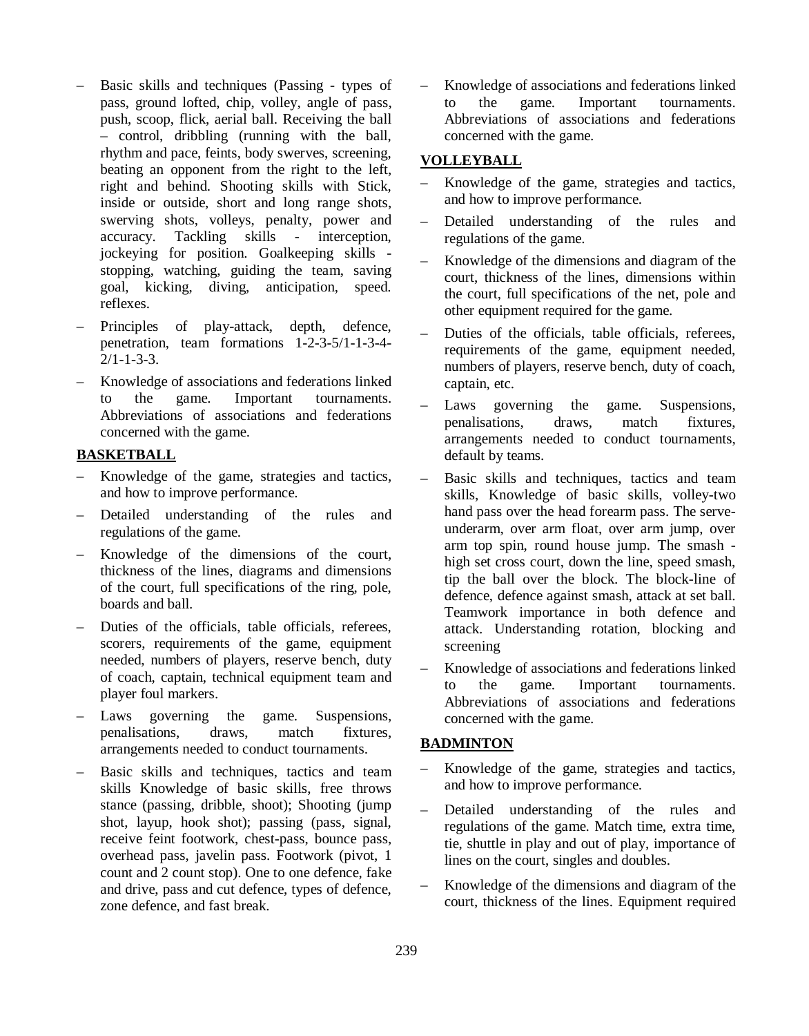- Basic skills and techniques (Passing - types of pass, ground lofted, chip, volley, angle of pass, push, scoop, flick, aerial ball. Receiving the ball – control, dribbling (running with the ball, rhythm and pace, feints, body swerves, screening, beating an opponent from the right to the left, right and behind. Shooting skills with Stick, inside or outside, short and long range shots, swerving shots, volleys, penalty, power and accuracy. Tackling skills - interception, jockeying for position. Goalkeeping skills - stopping, watching, guiding the team, saving goal, kicking, diving, anticipation, speed. reflexes.
- Principles of play-attack, depth, defence, penetration, team formations 1-2-3-5/1-1-3-4-2/1-1-3-3.
- Knowledge of associations and federations linked to the game. Important tournaments. Abbreviations of associations and federations concerned with the game.

**BASKETBALL**

- Knowledge of the game, strategies and tactics, and how to improve performance.
- Detailed understanding of the rules and regulations of the game.
- Knowledge of the dimensions of the court, thickness of the lines, diagrams and dimensions of the court, full specifications of the ring, pole, boards and ball.
- Duties of the officials, table officials, referees, scorers, requirements of the game, equipment needed, numbers of players, reserve bench, duty of coach, captain, technical equipment team and player foul markers.
- Laws governing the game. Suspensions, penalisations, draws, match fixtures, arrangements needed to conduct tournaments.
- Basic skills and techniques, tactics and team skills Knowledge of basic skills, free throws stance (passing, dribble, shoot); Shooting (jump shot, layup, hook shot); passing (pass, signal, receive feint footwork, chest-pass, bounce pass, overhead pass, javelin pass. Footwork (pivot, 1 count and 2 count stop). One to one defence, fake and drive, pass and cut defence, types of defence, zone defence, and fast break.
- Knowledge of associations and federations linked to the game. Important tournaments. Abbreviations of associations and federations concerned with the game.

**VOLLEYBALL**

- Knowledge of the game, strategies and tactics, and how to improve performance.
- Detailed understanding of the rules and regulations of the game.
- Knowledge of the dimensions and diagram of the court, thickness of the lines, dimensions within the court, full specifications of the net, pole and other equipment required for the game.
- Duties of the officials, table officials, referees, requirements of the game, equipment needed, numbers of players, reserve bench, duty of coach, captain, etc.
- Laws governing the game. Suspensions, penalisations, draws, match fixtures, arrangements needed to conduct tournaments, default by teams.
- Basic skills and techniques, tactics and team skills, Knowledge of basic skills, volley-two hand pass over the head forearm pass. The serve-underarm, over arm float, over arm jump, over arm top spin, round house jump. The smash - high set cross court, down the line, speed smash, tip the ball over the block. The block-line of defence, defence against smash, attack at set ball. Teamwork importance in both defence and attack. Understanding rotation, blocking and screening
- Knowledge of associations and federations linked to the game. Important tournaments. Abbreviations of associations and federations concerned with the game.

**BADMINTON**

- Knowledge of the game, strategies and tactics, and how to improve performance.
- Detailed understanding of the rules and regulations of the game. Match time, extra time, tie, shuttle in play and out of play, importance of lines on the court, singles and doubles.
- Knowledge of the dimensions and diagram of the court, thickness of the lines. Equipment required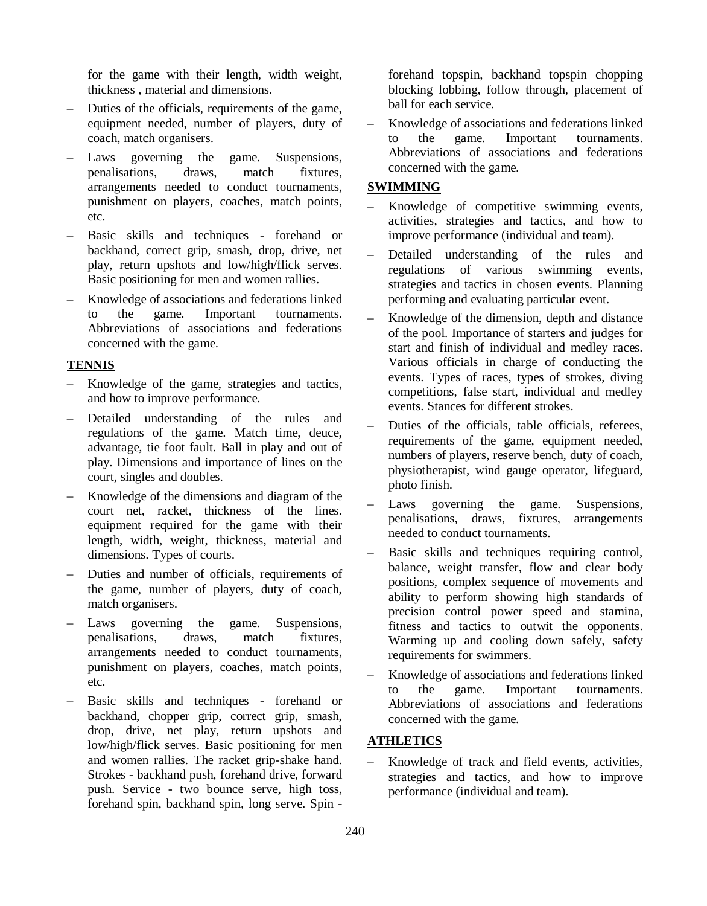for the game with their length, width weight, thickness , material and dimensions.

- Duties of the officials, requirements of the game, equipment needed, number of players, duty of coach, match organisers.
- Laws governing the game. Suspensions, penalisations, draws, match fixtures, arrangements needed to conduct tournaments, punishment on players, coaches, match points, etc.
- Basic skills and techniques - forehand or backhand, correct grip, smash, drop, drive, net play, return upshots and low/high/flick serves. Basic positioning for men and women rallies.
- Knowledge of associations and federations linked to the game. Important tournaments. Abbreviations of associations and federations concerned with the game.

## TENNIS

- Knowledge of the game, strategies and tactics, and how to improve performance.
- Detailed understanding of the rules and regulations of the game. Match time, deuce, advantage, tie foot fault. Ball in play and out of play. Dimensions and importance of lines on the court, singles and doubles.
- Knowledge of the dimensions and diagram of the court net, racket, thickness of the lines. equipment required for the game with their length, width, weight, thickness, material and dimensions. Types of courts.
- Duties and number of officials, requirements of the game, number of players, duty of coach, match organisers.
- Laws governing the game. Suspensions, penalisations, draws, match fixtures, arrangements needed to conduct tournaments, punishment on players, coaches, match points, etc.
- Basic skills and techniques - forehand or backhand, chopper grip, correct grip, smash, drop, drive, net play, return upshots and low/high/flick serves. Basic positioning for men and women rallies. The racket grip-shake hand. Strokes - backhand push, forehand drive, forward push. Service - two bounce serve, high toss, forehand spin, backhand spin, long serve. Spin - forehand topspin, backhand topspin chopping blocking lobbing, follow through, placement of ball for each service.
- Knowledge of associations and federations linked to the game. Important tournaments. Abbreviations of associations and federations concerned with the game.

## SWIMMING

- Knowledge of competitive swimming events, activities, strategies and tactics, and how to improve performance (individual and team).
- Detailed understanding of the rules and regulations of various swimming events, strategies and tactics in chosen events. Planning performing and evaluating particular event.
- Knowledge of the dimension, depth and distance of the pool. Importance of starters and judges for start and finish of individual and medley races. Various officials in charge of conducting the events. Types of races, types of strokes, diving competitions, false start, individual and medley events. Stances for different strokes.
- Duties of the officials, table officials, referees, requirements of the game, equipment needed, numbers of players, reserve bench, duty of coach, physiotherapist, wind gauge operator, lifeguard, photo finish.
- Laws governing the game. Suspensions, penalisations, draws, fixtures, arrangements needed to conduct tournaments.
- Basic skills and techniques requiring control, balance, weight transfer, flow and clear body positions, complex sequence of movements and ability to perform showing high standards of precision control power speed and stamina, fitness and tactics to outwit the opponents. Warming up and cooling down safely, safety requirements for swimmers.
- Knowledge of associations and federations linked to the game. Important tournaments. Abbreviations of associations and federations concerned with the game.

## ATHLETICS

- Knowledge of track and field events, activities, strategies and tactics, and how to improve performance (individual and team).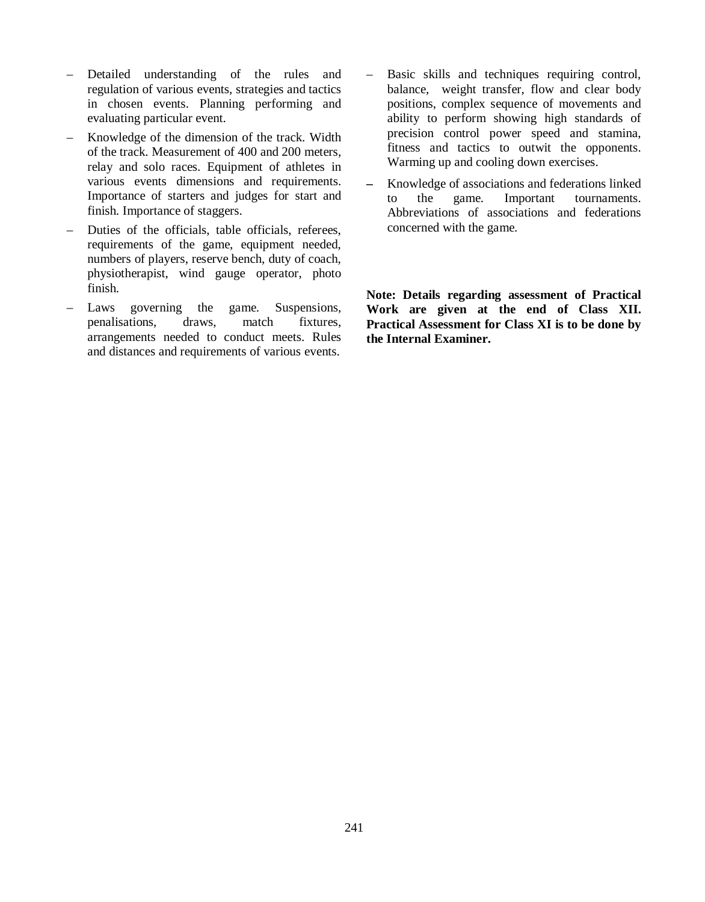- Detailed understanding of the rules and regulation of various events, strategies and tactics in chosen events. Planning performing and evaluating particular event.
- Knowledge of the dimension of the track. Width of the track. Measurement of 400 and 200 meters, relay and solo races. Equipment of athletes in various events dimensions and requirements. Importance of starters and judges for start and finish. Importance of staggers.
- Duties of the officials, table officials, referees, requirements of the game, equipment needed, numbers of players, reserve bench, duty of coach, physiotherapist, wind gauge operator, photo finish.
- Laws governing the game. Suspensions, penalisations, draws, match fixtures, arrangements needed to conduct meets. Rules and distances and requirements of various events.
- Basic skills and techniques requiring control, balance, weight transfer, flow and clear body positions, complex sequence of movements and ability to perform showing high standards of precision control power speed and stamina, fitness and tactics to outwit the opponents. Warming up and cooling down exercises.
- Knowledge of associations and federations linked to the game. Important tournaments. Abbreviations of associations and federations concerned with the game.

**Note: Details regarding assessment of Practical Work are given at the end of Class XII. Practical Assessment for Class XI is to be done by the Internal Examiner.**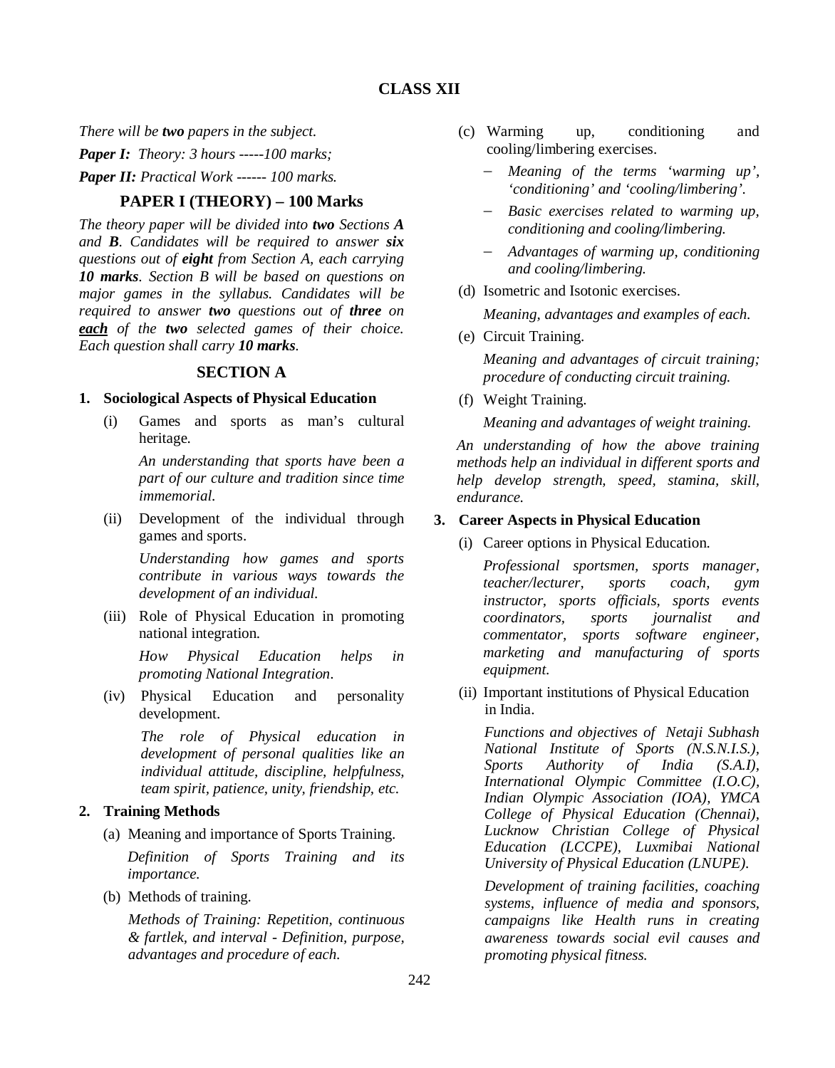# CLASS XII

*There will be **two** papers in the subject.*

***Paper I:** Theory: 3 hours -----100 marks;*

***Paper II:** Practical Work ------ 100 marks.*

## PAPER I (THEORY) – 100 Marks

*The theory paper will be divided into **two** Sections **A** and **B**. Candidates will be required to answer **six** questions out of **eight** from Section A, each carrying **10 marks**. Section B will be based on questions on major games in the syllabus. Candidates will be required to answer **two** questions out of **three** on **each** of the **two** selected games of their choice. Each question shall carry **10 marks**.*

## SECTION A

### 1. Sociological Aspects of Physical Education

(i) Games and sports as man's cultural heritage.

*An understanding that sports have been a part of our culture and tradition since time immemorial.*

(ii) Development of the individual through games and sports.

*Understanding how games and sports contribute in various ways towards the development of an individual.*

(iii) Role of Physical Education in promoting national integration.

*How Physical Education helps in promoting National Integration.*

(iv) Physical Education and personality development.

*The role of Physical education in development of personal qualities like an individual attitude, discipline, helpfulness, team spirit, patience, unity, friendship, etc.*

### 2. Training Methods

(a) Meaning and importance of Sports Training.

*Definition of Sports Training and its importance.*

(b) Methods of training.

*Methods of Training: Repetition, continuous & fartlek, and interval - Definition, purpose, advantages and procedure of each.*

(c) Warming up, conditioning and cooling/limbering exercises.

- *Meaning of the terms 'warming up', 'conditioning' and 'cooling/limbering'.*
- *Basic exercises related to warming up, conditioning and cooling/limbering.*
- *Advantages of warming up, conditioning and cooling/limbering.*

(d) Isometric and Isotonic exercises.

*Meaning, advantages and examples of each.*

(e) Circuit Training.

*Meaning and advantages of circuit training; procedure of conducting circuit training.*

(f) Weight Training.

*Meaning and advantages of weight training.*

*An understanding of how the above training methods help an individual in different sports and help develop strength, speed, stamina, skill, endurance.*

### 3. Career Aspects in Physical Education

(i) Career options in Physical Education.

*Professional sportsmen, sports manager, teacher/lecturer, sports coach, gym instructor, sports officials, sports events coordinators, sports journalist and commentator, sports software engineer, marketing and manufacturing of sports equipment.*

(ii) Important institutions of Physical Education in India.

*Functions and objectives of Netaji Subhash National Institute of Sports (N.S.N.I.S.), Sports Authority of India (S.A.I), International Olympic Committee (I.O.C), Indian Olympic Association (IOA), YMCA College of Physical Education (Chennai), Lucknow Christian College of Physical Education (LCCPE), Luxmibai National University of Physical Education (LNUPE).*

*Development of training facilities, coaching systems, influence of media and sponsors, campaigns like Health runs in creating awareness towards social evil causes and promoting physical fitness.*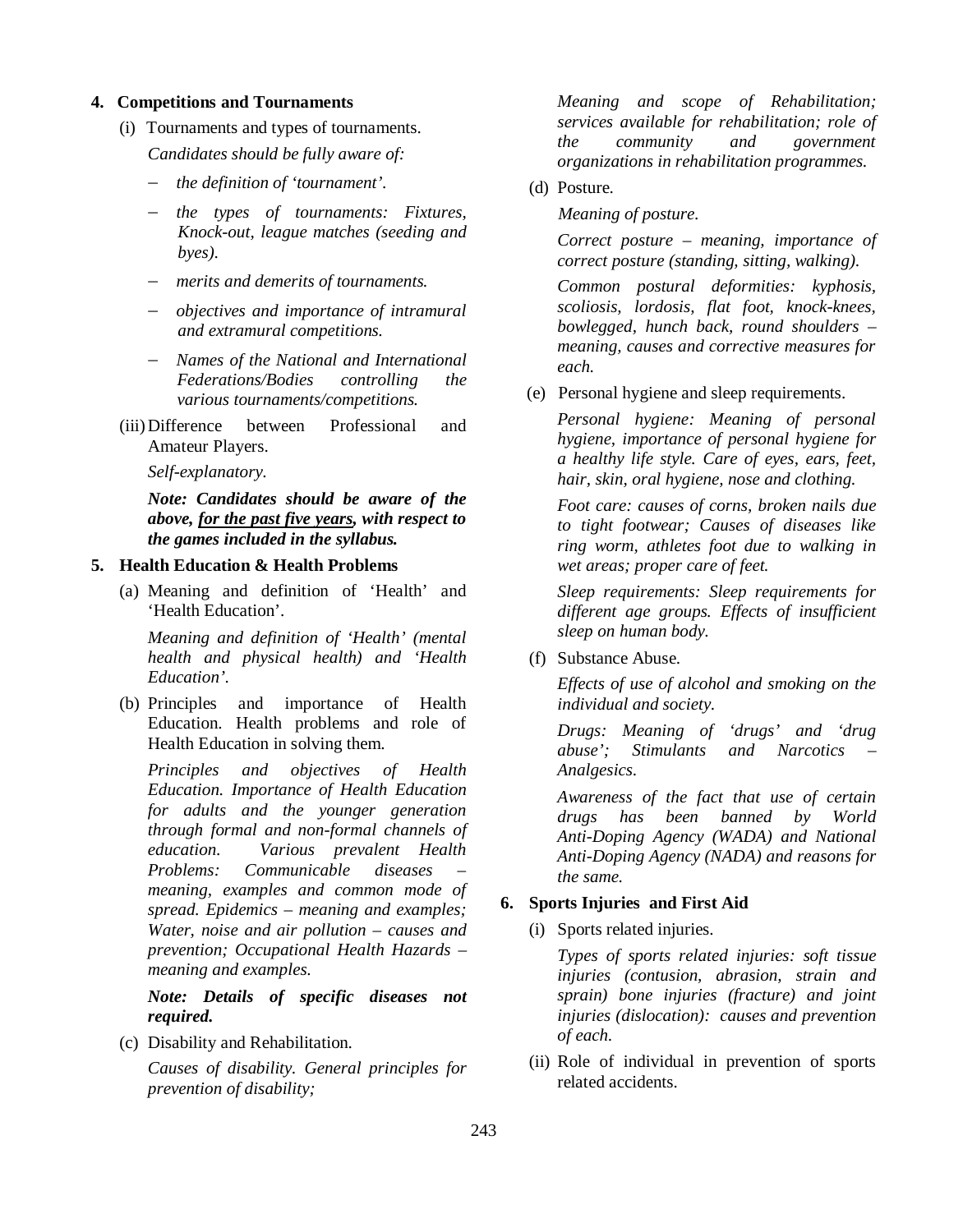**4. Competitions and Tournaments**

(i) Tournaments and types of tournaments.

*Candidates should be fully aware of:*

- *the definition of 'tournament'.*
- *the types of tournaments: Fixtures, Knock-out, league matches (seeding and byes).*
- *merits and demerits of tournaments.*
- *objectives and importance of intramural and extramural competitions.*
- *Names of the National and International Federations/Bodies controlling the various tournaments/competitions.*

(iii) Difference between Professional and Amateur Players.

*Self-explanatory.*

***Note: Candidates should be aware of the above, <u>for the past five years</u>, with respect to the games included in the syllabus.***

**5. Health Education & Health Problems**

(a) Meaning and definition of 'Health' and 'Health Education'.

*Meaning and definition of 'Health' (mental health and physical health) and 'Health Education'.*

(b) Principles and importance of Health Education. Health problems and role of Health Education in solving them.

*Principles and objectives of Health Education. Importance of Health Education for adults and the younger generation through formal and non-formal channels of education. Various prevalent Health Problems: Communicable diseases – meaning, examples and common mode of spread. Epidemics – meaning and examples; Water, noise and air pollution – causes and prevention; Occupational Health Hazards – meaning and examples.*

***Note: Details of specific diseases not required.***

(c) Disability and Rehabilitation.

*Causes of disability. General principles for prevention of disability; Meaning and scope of Rehabilitation; services available for rehabilitation; role of the community and government organizations in rehabilitation programmes.*

(d) Posture.

*Meaning of posture.*

*Correct posture – meaning, importance of correct posture (standing, sitting, walking).*

*Common postural deformities: kyphosis, scoliosis, lordosis, flat foot, knock-knees, bowlegged, hunch back, round shoulders – meaning, causes and corrective measures for each.*

(e) Personal hygiene and sleep requirements.

*Personal hygiene: Meaning of personal hygiene, importance of personal hygiene for a healthy life style. Care of eyes, ears, feet, hair, skin, oral hygiene, nose and clothing.*

*Foot care: causes of corns, broken nails due to tight footwear; Causes of diseases like ring worm, athletes foot due to walking in wet areas; proper care of feet.*

*Sleep requirements: Sleep requirements for different age groups. Effects of insufficient sleep on human body.*

(f) Substance Abuse.

*Effects of use of alcohol and smoking on the individual and society.*

*Drugs: Meaning of 'drugs' and 'drug abuse'; Stimulants and Narcotics – Analgesics.*

*Awareness of the fact that use of certain drugs has been banned by World Anti-Doping Agency (WADA) and National Anti-Doping Agency (NADA) and reasons for the same.*

**6. Sports Injuries and First Aid**

(i) Sports related injuries.

*Types of sports related injuries: soft tissue injuries (contusion, abrasion, strain and sprain) bone injuries (fracture) and joint injuries (dislocation): causes and prevention of each.*

(ii) Role of individual in prevention of sports related accidents.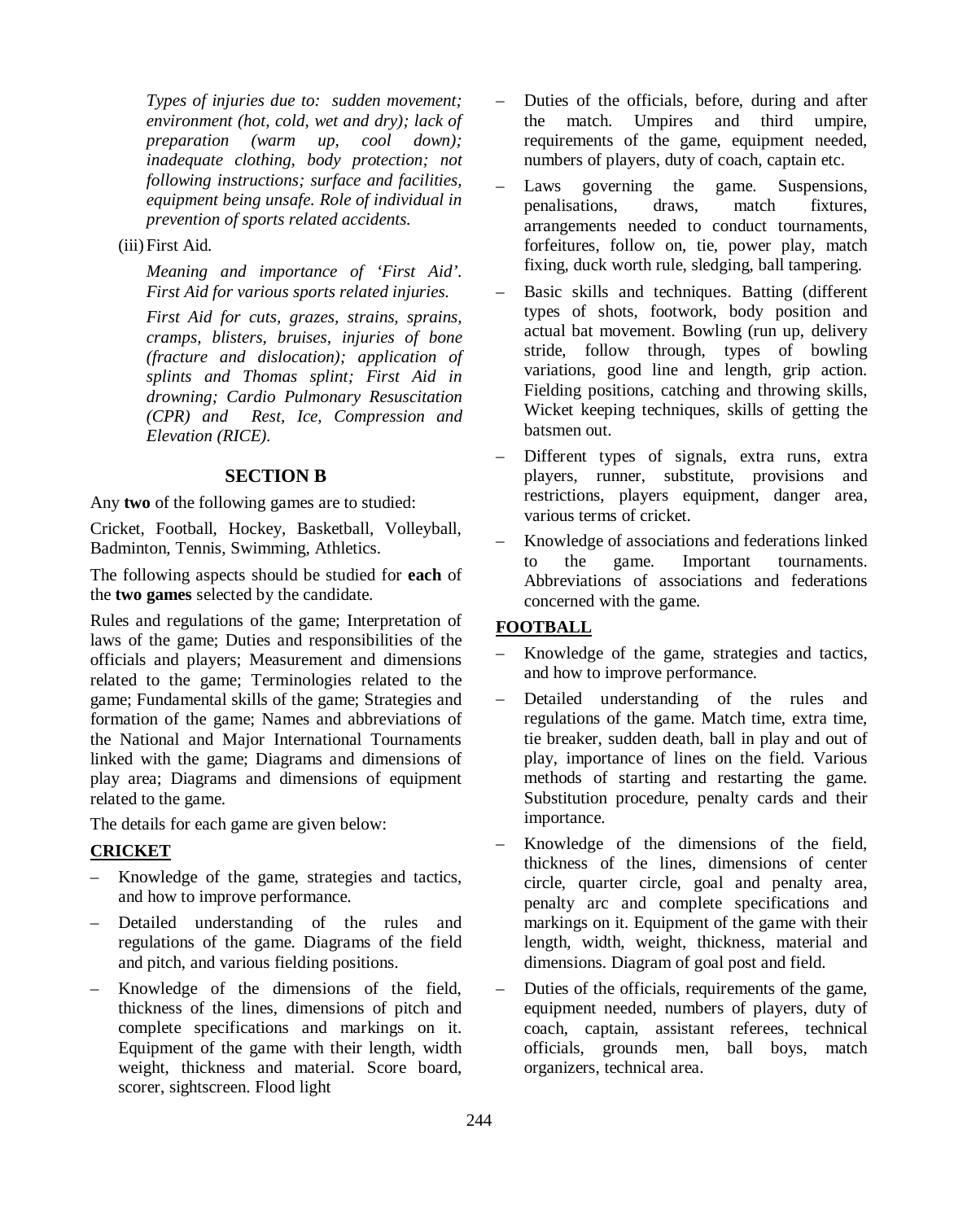*Types of injuries due to: sudden movement; environment (hot, cold, wet and dry); lack of preparation (warm up, cool down); inadequate clothing, body protection; not following instructions; surface and facilities, equipment being unsafe. Role of individual in prevention of sports related accidents.*

(iii) First Aid.

*Meaning and importance of 'First Aid'. First Aid for various sports related injuries.*

*First Aid for cuts, grazes, strains, sprains, cramps, blisters, bruises, injuries of bone (fracture and dislocation); application of splints and Thomas splint; First Aid in drowning; Cardio Pulmonary Resuscitation (CPR) and Rest, Ice, Compression and Elevation (RICE).*

## SECTION B

Any **two** of the following games are to studied:

Cricket, Football, Hockey, Basketball, Volleyball, Badminton, Tennis, Swimming, Athletics.

The following aspects should be studied for **each** of the **two games** selected by the candidate.

Rules and regulations of the game; Interpretation of laws of the game; Duties and responsibilities of the officials and players; Measurement and dimensions related to the game; Terminologies related to the game; Fundamental skills of the game; Strategies and formation of the game; Names and abbreviations of the National and Major International Tournaments linked with the game; Diagrams and dimensions of play area; Diagrams and dimensions of equipment related to the game.

The details for each game are given below:

### CRICKET

- Knowledge of the game, strategies and tactics, and how to improve performance.
- Detailed understanding of the rules and regulations of the game. Diagrams of the field and pitch, and various fielding positions.
- Knowledge of the dimensions of the field, thickness of the lines, dimensions of pitch and complete specifications and markings on it. Equipment of the game with their length, width weight, thickness and material. Score board, scorer, sightscreen. Flood light
- Duties of the officials, before, during and after the match. Umpires and third umpire, requirements of the game, equipment needed, numbers of players, duty of coach, captain etc.
- Laws governing the game. Suspensions, penalisations, draws, match fixtures, arrangements needed to conduct tournaments, forfeitures, follow on, tie, power play, match fixing, duck worth rule, sledging, ball tampering.
- Basic skills and techniques. Batting (different types of shots, footwork, body position and actual bat movement. Bowling (run up, delivery stride, follow through, types of bowling variations, good line and length, grip action. Fielding positions, catching and throwing skills, Wicket keeping techniques, skills of getting the batsmen out.
- Different types of signals, extra runs, extra players, runner, substitute, provisions and restrictions, players equipment, danger area, various terms of cricket.
- Knowledge of associations and federations linked to the game. Important tournaments. Abbreviations of associations and federations concerned with the game.

### FOOTBALL

- Knowledge of the game, strategies and tactics, and how to improve performance.
- Detailed understanding of the rules and regulations of the game. Match time, extra time, tie breaker, sudden death, ball in play and out of play, importance of lines on the field. Various methods of starting and restarting the game. Substitution procedure, penalty cards and their importance.
- Knowledge of the dimensions of the field, thickness of the lines, dimensions of center circle, quarter circle, goal and penalty area, penalty arc and complete specifications and markings on it. Equipment of the game with their length, width, weight, thickness, material and dimensions. Diagram of goal post and field.
- Duties of the officials, requirements of the game, equipment needed, numbers of players, duty of coach, captain, assistant referees, technical officials, grounds men, ball boys, match organizers, technical area.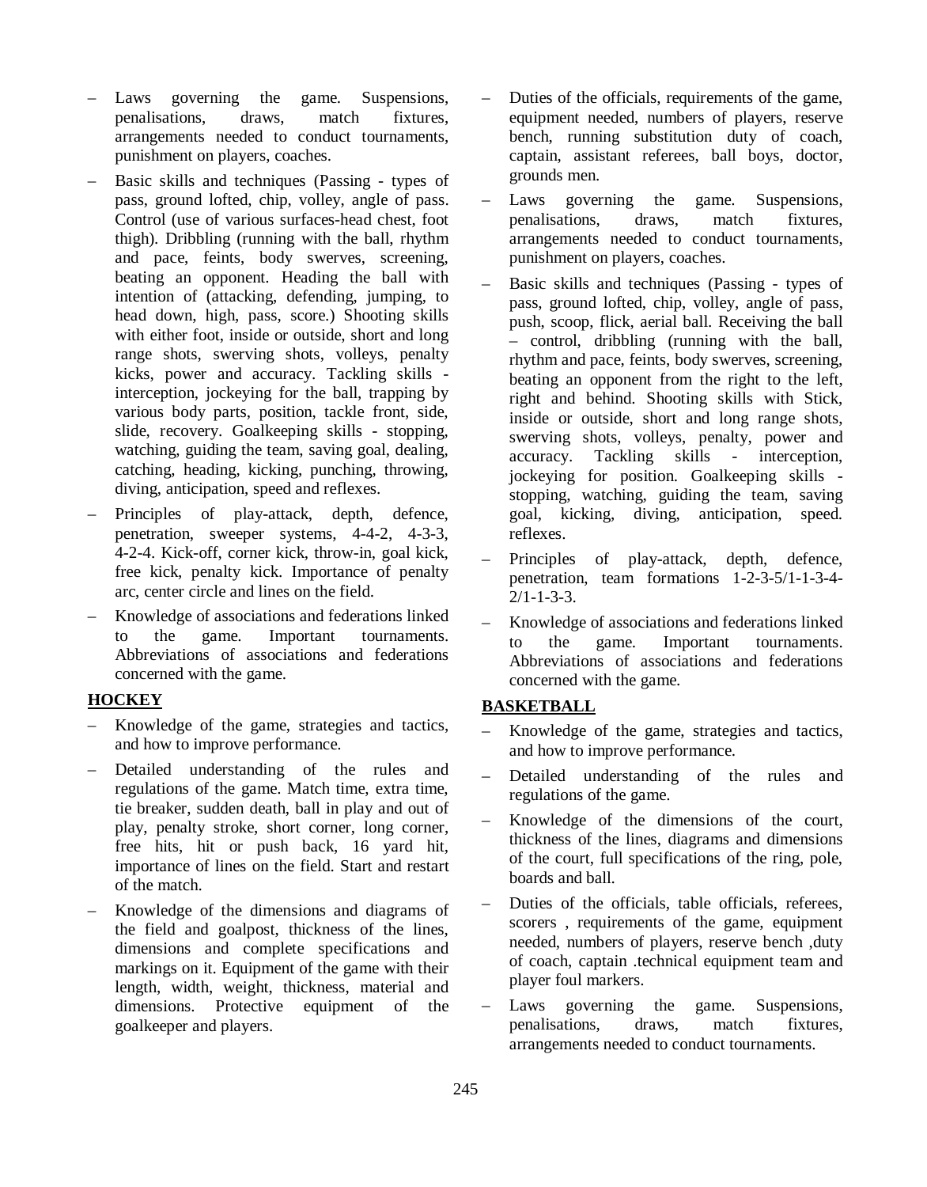- Laws governing the game. Suspensions, penalisations, draws, match fixtures, arrangements needed to conduct tournaments, punishment on players, coaches.
- Basic skills and techniques (Passing - types of pass, ground lofted, chip, volley, angle of pass. Control (use of various surfaces-head chest, foot thigh). Dribbling (running with the ball, rhythm and pace, feints, body swerves, screening, beating an opponent. Heading the ball with intention of (attacking, defending, jumping, to head down, high, pass, score.) Shooting skills with either foot, inside or outside, short and long range shots, swerving shots, volleys, penalty kicks, power and accuracy. Tackling skills - interception, jockeying for the ball, trapping by various body parts, position, tackle front, side, slide, recovery. Goalkeeping skills - stopping, watching, guiding the team, saving goal, dealing, catching, heading, kicking, punching, throwing, diving, anticipation, speed and reflexes.
- Principles of play-attack, depth, defence, penetration, sweeper systems, 4-4-2, 4-3-3, 4-2-4. Kick-off, corner kick, throw-in, goal kick, free kick, penalty kick. Importance of penalty arc, center circle and lines on the field.
- Knowledge of associations and federations linked to the game. Important tournaments. Abbreviations of associations and federations concerned with the game.

**HOCKEY**

- Knowledge of the game, strategies and tactics, and how to improve performance.
- Detailed understanding of the rules and regulations of the game. Match time, extra time, tie breaker, sudden death, ball in play and out of play, penalty stroke, short corner, long corner, free hits, hit or push back, 16 yard hit, importance of lines on the field. Start and restart of the match.
- Knowledge of the dimensions and diagrams of the field and goalpost, thickness of the lines, dimensions and complete specifications and markings on it. Equipment of the game with their length, width, weight, thickness, material and dimensions. Protective equipment of the goalkeeper and players.
- Duties of the officials, requirements of the game, equipment needed, numbers of players, reserve bench, running substitution duty of coach, captain, assistant referees, ball boys, doctor, grounds men.
- Laws governing the game. Suspensions, penalisations, draws, match fixtures, arrangements needed to conduct tournaments, punishment on players, coaches.
- Basic skills and techniques (Passing - types of pass, ground lofted, chip, volley, angle of pass, push, scoop, flick, aerial ball. Receiving the ball – control, dribbling (running with the ball, rhythm and pace, feints, body swerves, screening, beating an opponent from the right to the left, right and behind. Shooting skills with Stick, inside or outside, short and long range shots, swerving shots, volleys, penalty, power and accuracy. Tackling skills - interception, jockeying for position. Goalkeeping skills - stopping, watching, guiding the team, saving goal, kicking, diving, anticipation, speed. reflexes.
- Principles of play-attack, depth, defence, penetration, team formations 1-2-3-5/1-1-3-4-2/1-1-3-3.
- Knowledge of associations and federations linked to the game. Important tournaments. Abbreviations of associations and federations concerned with the game.

**BASKETBALL**

- Knowledge of the game, strategies and tactics, and how to improve performance.
- Detailed understanding of the rules and regulations of the game.
- Knowledge of the dimensions of the court, thickness of the lines, diagrams and dimensions of the court, full specifications of the ring, pole, boards and ball.
- Duties of the officials, table officials, referees, scorers , requirements of the game, equipment needed, numbers of players, reserve bench ,duty of coach, captain .technical equipment team and player foul markers.
- Laws governing the game. Suspensions, penalisations, draws, match fixtures, arrangements needed to conduct tournaments.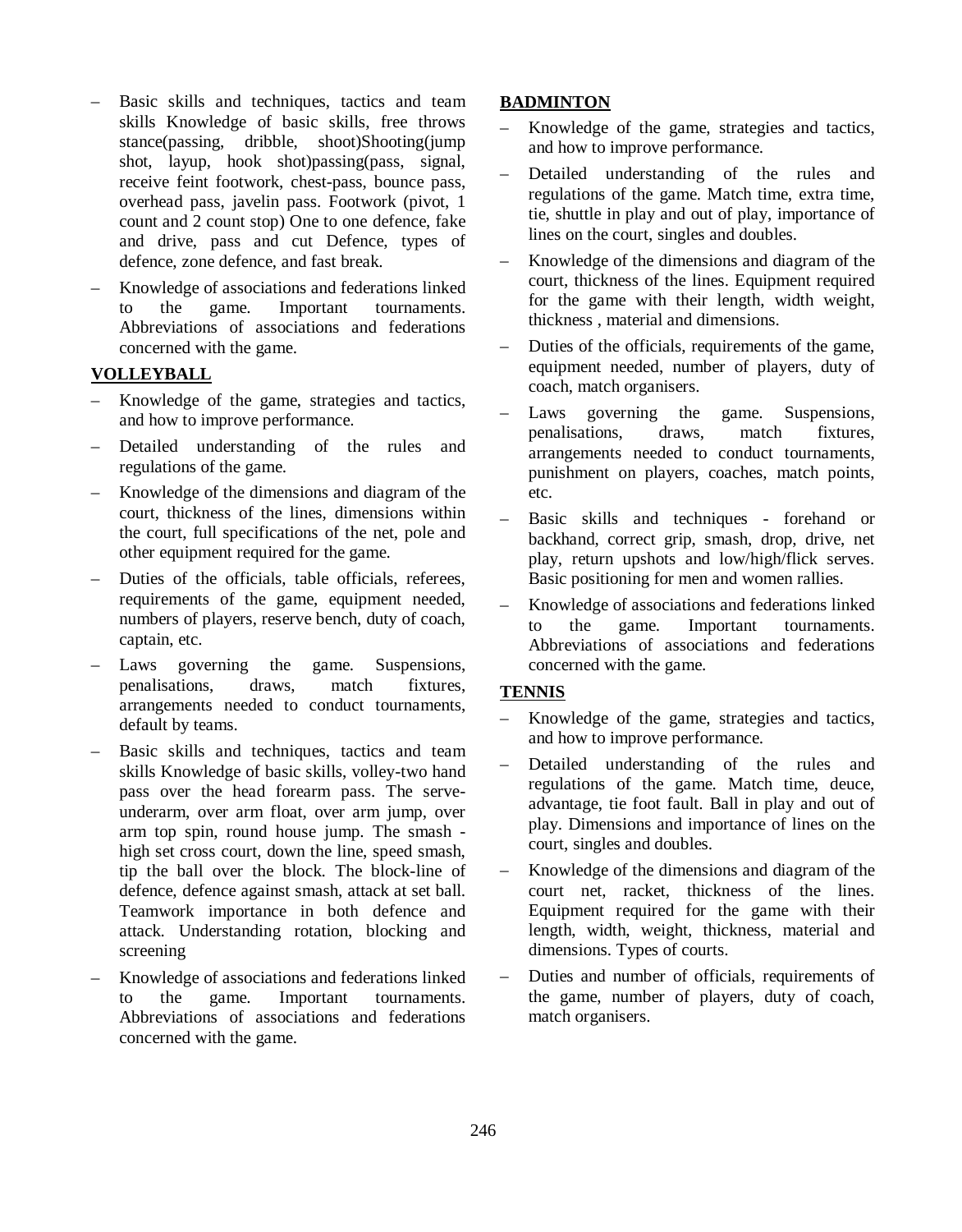- Basic skills and techniques, tactics and team skills Knowledge of basic skills, free throws stance(passing, dribble, shoot)Shooting(jump shot, layup, hook shot)passing(pass, signal, receive feint footwork, chest-pass, bounce pass, overhead pass, javelin pass. Footwork (pivot, 1 count and 2 count stop) One to one defence, fake and drive, pass and cut Defence, types of defence, zone defence, and fast break.
- Knowledge of associations and federations linked to the game. Important tournaments. Abbreviations of associations and federations concerned with the game.

**VOLLEYBALL**

- Knowledge of the game, strategies and tactics, and how to improve performance.
- Detailed understanding of the rules and regulations of the game.
- Knowledge of the dimensions and diagram of the court, thickness of the lines, dimensions within the court, full specifications of the net, pole and other equipment required for the game.
- Duties of the officials, table officials, referees, requirements of the game, equipment needed, numbers of players, reserve bench, duty of coach, captain, etc.
- Laws governing the game. Suspensions, penalisations, draws, match fixtures, arrangements needed to conduct tournaments, default by teams.
- Basic skills and techniques, tactics and team skills Knowledge of basic skills, volley-two hand pass over the head forearm pass. The serve-underarm, over arm float, over arm jump, over arm top spin, round house jump. The smash - high set cross court, down the line, speed smash, tip the ball over the block. The block-line of defence, defence against smash, attack at set ball. Teamwork importance in both defence and attack. Understanding rotation, blocking and screening
- Knowledge of associations and federations linked to the game. Important tournaments. Abbreviations of associations and federations concerned with the game.

**BADMINTON**

- Knowledge of the game, strategies and tactics, and how to improve performance.
- Detailed understanding of the rules and regulations of the game. Match time, extra time, tie, shuttle in play and out of play, importance of lines on the court, singles and doubles.
- Knowledge of the dimensions and diagram of the court, thickness of the lines. Equipment required for the game with their length, width weight, thickness , material and dimensions.
- Duties of the officials, requirements of the game, equipment needed, number of players, duty of coach, match organisers.
- Laws governing the game. Suspensions, penalisations, draws, match fixtures, arrangements needed to conduct tournaments, punishment on players, coaches, match points, etc.
- Basic skills and techniques - forehand or backhand, correct grip, smash, drop, drive, net play, return upshots and low/high/flick serves. Basic positioning for men and women rallies.
- Knowledge of associations and federations linked to the game. Important tournaments. Abbreviations of associations and federations concerned with the game.

**TENNIS**

- Knowledge of the game, strategies and tactics, and how to improve performance.
- Detailed understanding of the rules and regulations of the game. Match time, deuce, advantage, tie foot fault. Ball in play and out of play. Dimensions and importance of lines on the court, singles and doubles.
- Knowledge of the dimensions and diagram of the court net, racket, thickness of the lines. Equipment required for the game with their length, width, weight, thickness, material and dimensions. Types of courts.
- Duties and number of officials, requirements of the game, number of players, duty of coach, match organisers.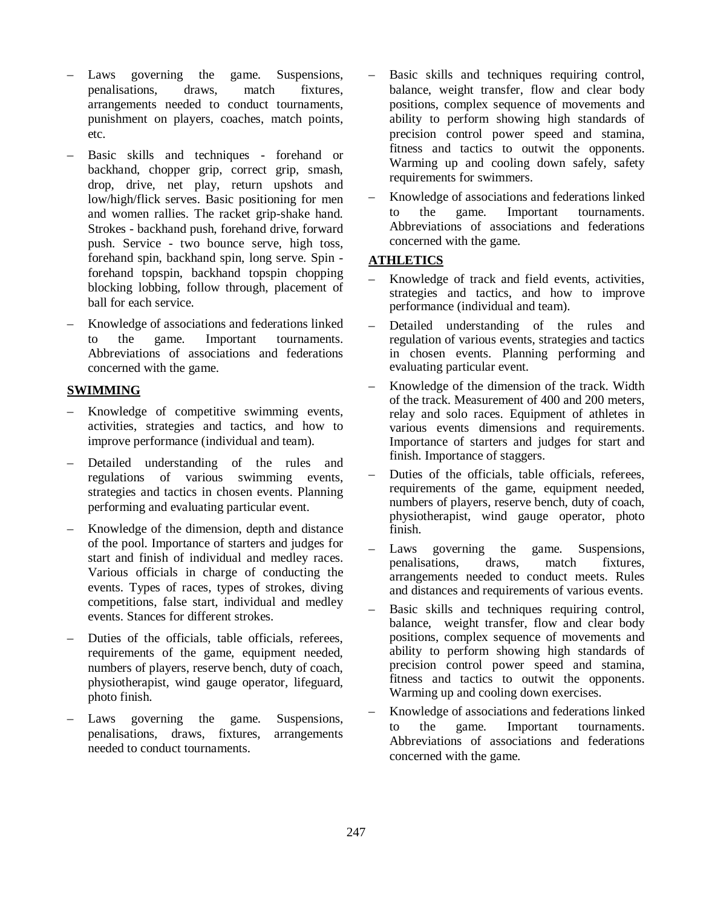– Laws governing the game. Suspensions, penalisations, draws, match fixtures, arrangements needed to conduct tournaments, punishment on players, coaches, match points, etc.

– Basic skills and techniques - forehand or backhand, chopper grip, correct grip, smash, drop, drive, net play, return upshots and low/high/flick serves. Basic positioning for men and women rallies. The racket grip-shake hand. Strokes - backhand push, forehand drive, forward push. Service - two bounce serve, high toss, forehand spin, backhand spin, long serve. Spin - forehand topspin, backhand topspin chopping blocking lobbing, follow through, placement of ball for each service.

– Knowledge of associations and federations linked to the game. Important tournaments. Abbreviations of associations and federations concerned with the game.

## SWIMMING

– Knowledge of competitive swimming events, activities, strategies and tactics, and how to improve performance (individual and team).

– Detailed understanding of the rules and regulations of various swimming events, strategies and tactics in chosen events. Planning performing and evaluating particular event.

– Knowledge of the dimension, depth and distance of the pool. Importance of starters and judges for start and finish of individual and medley races. Various officials in charge of conducting the events. Types of races, types of strokes, diving competitions, false start, individual and medley events. Stances for different strokes.

– Duties of the officials, table officials, referees, requirements of the game, equipment needed, numbers of players, reserve bench, duty of coach, physiotherapist, wind gauge operator, lifeguard, photo finish.

– Laws governing the game. Suspensions, penalisations, draws, fixtures, arrangements needed to conduct tournaments.

– Basic skills and techniques requiring control, balance, weight transfer, flow and clear body positions, complex sequence of movements and ability to perform showing high standards of precision control power speed and stamina, fitness and tactics to outwit the opponents. Warming up and cooling down safely, safety requirements for swimmers.

– Knowledge of associations and federations linked to the game. Important tournaments. Abbreviations of associations and federations concerned with the game.

## ATHLETICS

– Knowledge of track and field events, activities, strategies and tactics, and how to improve performance (individual and team).

– Detailed understanding of the rules and regulation of various events, strategies and tactics in chosen events. Planning performing and evaluating particular event.

– Knowledge of the dimension of the track. Width of the track. Measurement of 400 and 200 meters, relay and solo races. Equipment of athletes in various events dimensions and requirements. Importance of starters and judges for start and finish. Importance of staggers.

– Duties of the officials, table officials, referees, requirements of the game, equipment needed, numbers of players, reserve bench, duty of coach, physiotherapist, wind gauge operator, photo finish.

– Laws governing the game. Suspensions, penalisations, draws, match fixtures, arrangements needed to conduct meets. Rules and distances and requirements of various events.

– Basic skills and techniques requiring control, balance, weight transfer, flow and clear body positions, complex sequence of movements and ability to perform showing high standards of precision control power speed and stamina, fitness and tactics to outwit the opponents. Warming up and cooling down exercises.

– Knowledge of associations and federations linked to the game. Important tournaments. Abbreviations of associations and federations concerned with the game.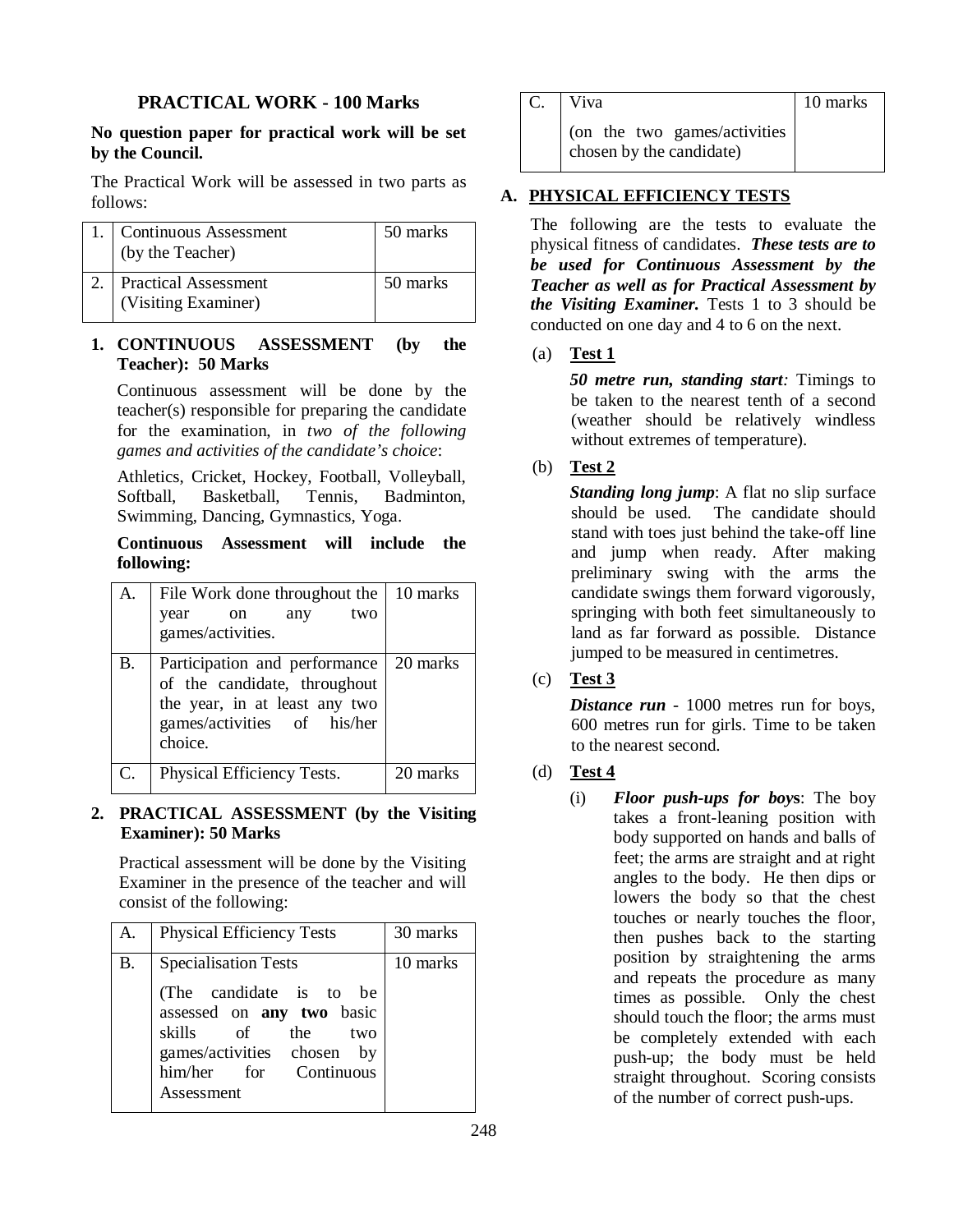## PRACTICAL WORK - 100 Marks

**No question paper for practical work will be set by the Council.**

The Practical Work will be assessed in two parts as follows:

| | | |
|---|---|---|
| 1. | Continuous Assessment (by the Teacher) | 50 marks |
| 2. | Practical Assessment (Visiting Examiner) | 50 marks |

### 1. CONTINUOUS ASSESSMENT (by the Teacher): 50 Marks

Continuous assessment will be done by the teacher(s) responsible for preparing the candidate for the examination, in *two of the following games and activities of the candidate's choice*:

Athletics, Cricket, Hockey, Football, Volleyball, Softball, Basketball, Tennis, Badminton, Swimming, Dancing, Gymnastics, Yoga.

**Continuous Assessment will include the following:**

| | | |
|---|---|---|
| A. | File Work done throughout the year on any two games/activities. | 10 marks |
| B. | Participation and performance of the candidate, throughout the year, in at least any two games/activities of his/her choice. | 20 marks |
| C. | Physical Efficiency Tests. | 20 marks |

### 2. PRACTICAL ASSESSMENT (by the Visiting Examiner): 50 Marks

Practical assessment will be done by the Visiting Examiner in the presence of the teacher and will consist of the following:

| | | |
|---|---|---|
| A. | Physical Efficiency Tests | 30 marks |
| B. | Specialisation Tests<br>(The candidate is to be assessed on **any two** basic skills of the two games/activities chosen by him/her for Continuous Assessment | 10 marks |
| C. | Viva<br>(on the two games/activities chosen by the candidate) | 10 marks |

### A. PHYSICAL EFFICIENCY TESTS

The following are the tests to evaluate the physical fitness of candidates. ***These tests are to be used for Continuous Assessment by the Teacher as well as for Practical Assessment by the Visiting Examiner.*** Tests 1 to 3 should be conducted on one day and 4 to 6 on the next.

(a) **Test 1**

***50 metre run, standing start****:* Timings to be taken to the nearest tenth of a second (weather should be relatively windless without extremes of temperature).

(b) **Test 2**

***Standing long jump***: A flat no slip surface should be used. The candidate should stand with toes just behind the take-off line and jump when ready. After making preliminary swing with the arms the candidate swings them forward vigorously, springing with both feet simultaneously to land as far forward as possible. Distance jumped to be measured in centimetres.

(c) **Test 3**

***Distance run*** - 1000 metres run for boys, 600 metres run for girls. Time to be taken to the nearest second.

(d) **Test 4**

(i) ***Floor push-ups for boys***: The boy takes a front-leaning position with body supported on hands and balls of feet; the arms are straight and at right angles to the body. He then dips or lowers the body so that the chest touches or nearly touches the floor, then pushes back to the starting position by straightening the arms and repeats the procedure as many times as possible. Only the chest should touch the floor; the arms must be completely extended with each push-up; the body must be held straight throughout. Scoring consists of the number of correct push-ups.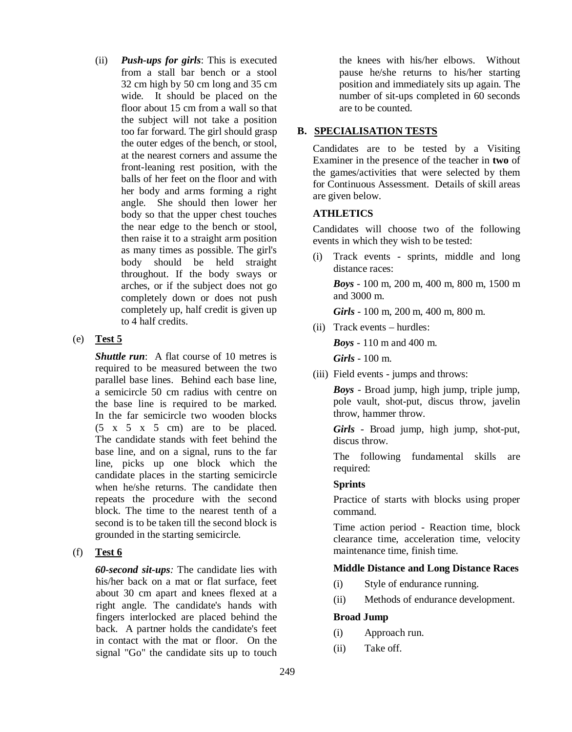(ii) ***Push-ups for girls***: This is executed from a stall bar bench or a stool 32 cm high by 50 cm long and 35 cm wide. It should be placed on the floor about 15 cm from a wall so that the subject will not take a position too far forward. The girl should grasp the outer edges of the bench, or stool, at the nearest corners and assume the front-leaning rest position, with the balls of her feet on the floor and with her body and arms forming a right angle. She should then lower her body so that the upper chest touches the near edge to the bench or stool, then raise it to a straight arm position as many times as possible. The girl's body should be held straight throughout. If the body sways or arches, or if the subject does not go completely down or does not push completely up, half credit is given up to 4 half credits.

(e) **Test 5**

***Shuttle run***: A flat course of 10 metres is required to be measured between the two parallel base lines. Behind each base line, a semicircle 50 cm radius with centre on the base line is required to be marked. In the far semicircle two wooden blocks (5 x 5 x 5 cm) are to be placed. The candidate stands with feet behind the base line, and on a signal, runs to the far line, picks up one block which the candidate places in the starting semicircle when he/she returns. The candidate then repeats the procedure with the second block. The time to the nearest tenth of a second is to be taken till the second block is grounded in the starting semicircle.

(f) **Test 6**

***60-second sit-ups:*** The candidate lies with his/her back on a mat or flat surface, feet about 30 cm apart and knees flexed at a right angle. The candidate's hands with fingers interlocked are placed behind the back. A partner holds the candidate's feet in contact with the mat or floor. On the signal "Go" the candidate sits up to touch the knees with his/her elbows. Without pause he/she returns to his/her starting position and immediately sits up again. The number of sit-ups completed in 60 seconds are to be counted.

## B. SPECIALISATION TESTS

Candidates are to be tested by a Visiting Examiner in the presence of the teacher in **two** of the games/activities that were selected by them for Continuous Assessment. Details of skill areas are given below.

### ATHLETICS

Candidates will choose two of the following events in which they wish to be tested:

(i) Track events - sprints, middle and long distance races:

***Boys*** - 100 m, 200 m, 400 m, 800 m, 1500 m and 3000 m.

***Girls*** - 100 m, 200 m, 400 m, 800 m.

(ii) Track events – hurdles:

***Boys*** - 110 m and 400 m.

***Girls*** - 100 m.

(iii) Field events - jumps and throws:

***Boys*** - Broad jump, high jump, triple jump, pole vault, shot-put, discus throw, javelin throw, hammer throw.

***Girls*** - Broad jump, high jump, shot-put, discus throw.

The following fundamental skills are required:

**Sprints**

Practice of starts with blocks using proper command.

Time action period - Reaction time, block clearance time, acceleration time, velocity maintenance time, finish time.

**Middle Distance and Long Distance Races**

(i) Style of endurance running.

(ii) Methods of endurance development.

**Broad Jump**

(i) Approach run.

(ii) Take off.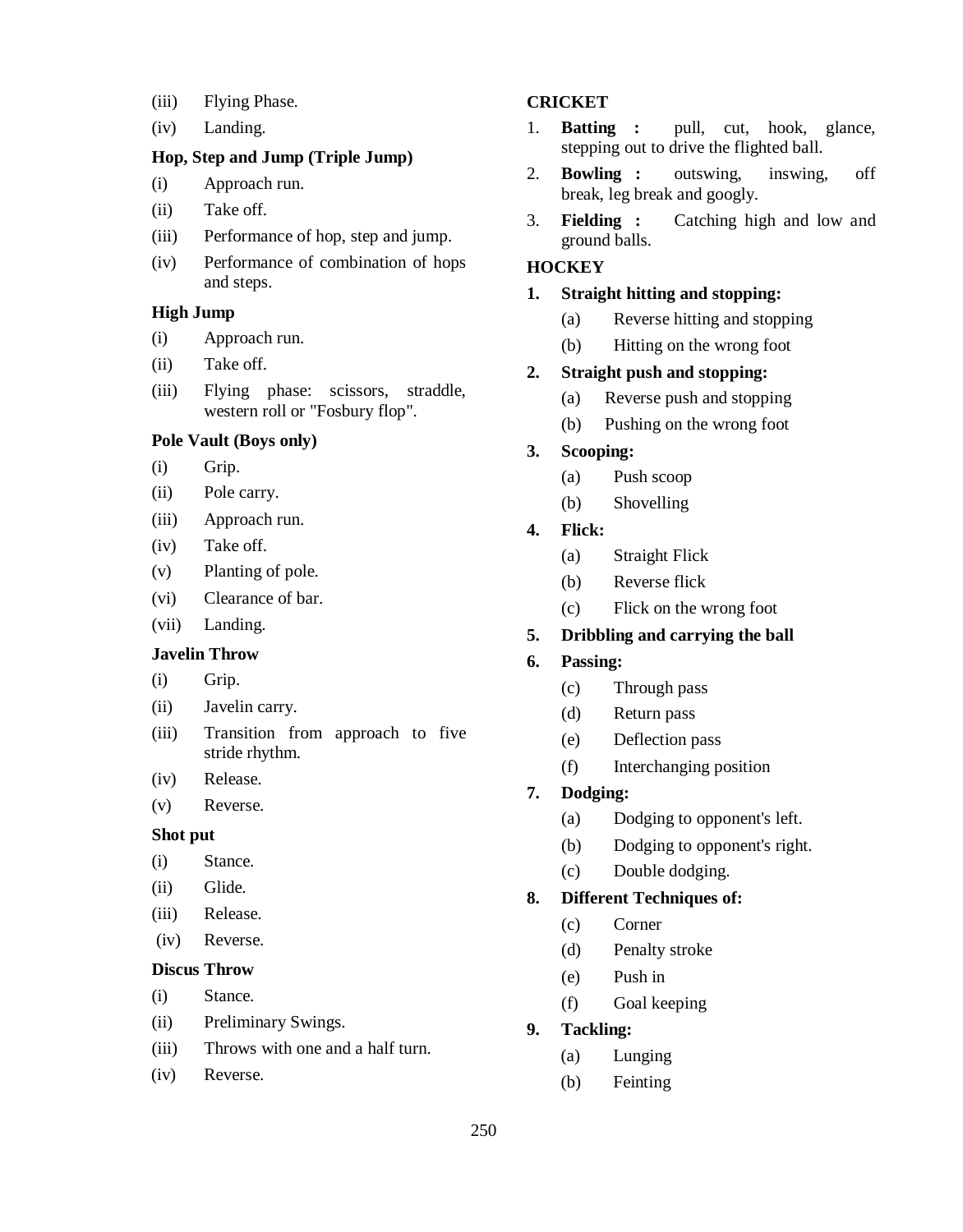(iii) Flying Phase.

(iv) Landing.

**Hop, Step and Jump (Triple Jump)**

(i) Approach run.

(ii) Take off.

(iii) Performance of hop, step and jump.

(iv) Performance of combination of hops and steps.

**High Jump**

(i) Approach run.

(ii) Take off.

(iii) Flying phase: scissors, straddle, western roll or "Fosbury flop".

**Pole Vault (Boys only)**

(i) Grip.

(ii) Pole carry.

(iii) Approach run.

(iv) Take off.

(v) Planting of pole.

(vi) Clearance of bar.

(vii) Landing.

**Javelin Throw**

(i) Grip.

(ii) Javelin carry.

(iii) Transition from approach to five stride rhythm.

(iv) Release.

(v) Reverse.

**Shot put**

(i) Stance.

(ii) Glide.

(iii) Release.

(iv) Reverse.

**Discus Throw**

(i) Stance.

(ii) Preliminary Swings.

(iii) Throws with one and a half turn.

(iv) Reverse.

**CRICKET**

1. **Batting :** pull, cut, hook, glance, stepping out to drive the flighted ball.
2. **Bowling :** outswing, inswing, off break, leg break and googly.
3. **Fielding :** Catching high and low and ground balls.

**HOCKEY**

**1. Straight hitting and stopping:**

(a) Reverse hitting and stopping

(b) Hitting on the wrong foot

**2. Straight push and stopping:**

(a) Reverse push and stopping

(b) Pushing on the wrong foot

**3. Scooping:**

(a) Push scoop

(b) Shovelling

**4. Flick:**

(a) Straight Flick

(b) Reverse flick

(c) Flick on the wrong foot

**5. Dribbling and carrying the ball**

**6. Passing:**

(c) Through pass

(d) Return pass

(e) Deflection pass

(f) Interchanging position

**7. Dodging:**

(a) Dodging to opponent's left.

(b) Dodging to opponent's right.

(c) Double dodging.

**8. Different Techniques of:**

(c) Corner

(d) Penalty stroke

(e) Push in

(f) Goal keeping

**9. Tackling:**

(a) Lunging

(b) Feinting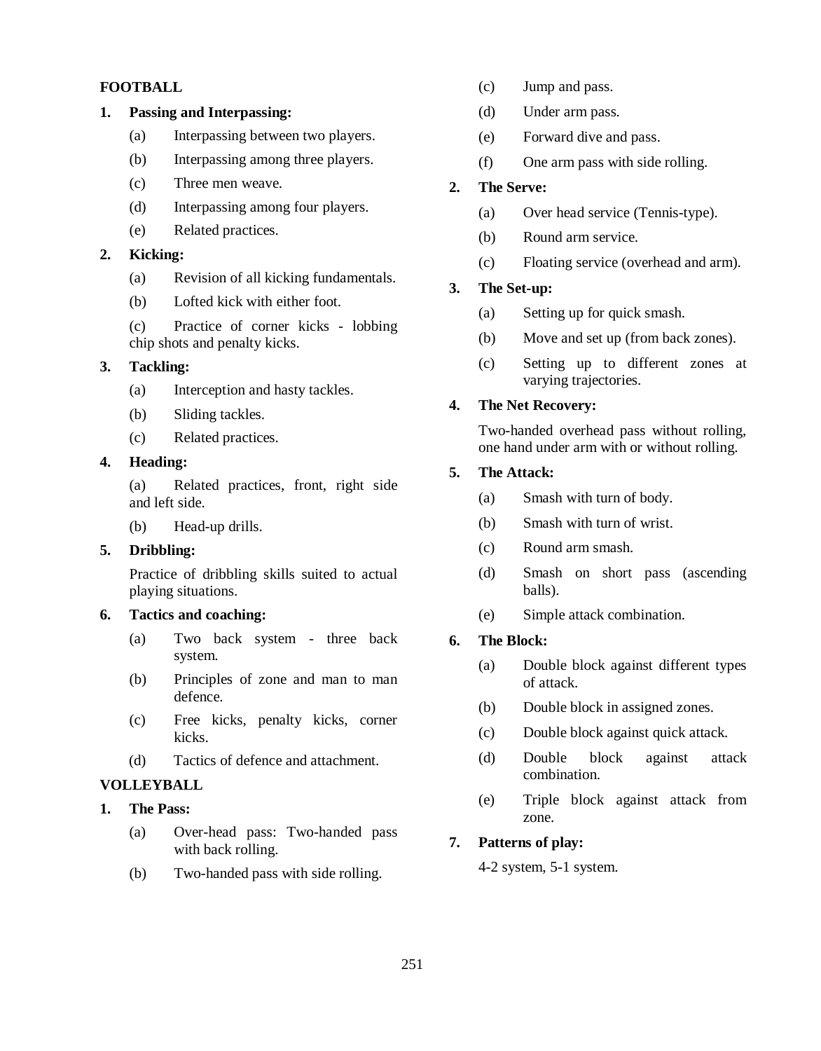## FOOTBALL

**1. Passing and Interpassing:**

(a) Interpassing between two players.

(b) Interpassing among three players.

(c) Three men weave.

(d) Interpassing among four players.

(e) Related practices.

**2. Kicking:**

(a) Revision of all kicking fundamentals.

(b) Lofted kick with either foot.

(c) Practice of corner kicks - lobbing chip shots and penalty kicks.

**3. Tackling:**

(a) Interception and hasty tackles.

(b) Sliding tackles.

(c) Related practices.

**4. Heading:**

(a) Related practices, front, right side and left side.

(b) Head-up drills.

**5. Dribbling:**

Practice of dribbling skills suited to actual playing situations.

**6. Tactics and coaching:**

(a) Two back system - three back system.

(b) Principles of zone and man to man defence.

(c) Free kicks, penalty kicks, corner kicks.

(d) Tactics of defence and attachment.

## VOLLEYBALL

**1. The Pass:**

(a) Over-head pass: Two-handed pass with back rolling.

(b) Two-handed pass with side rolling.

(c) Jump and pass.

(d) Under arm pass.

(e) Forward dive and pass.

(f) One arm pass with side rolling.

**2. The Serve:**

(a) Over head service (Tennis-type).

(b) Round arm service.

(c) Floating service (overhead and arm).

**3. The Set-up:**

(a) Setting up for quick smash.

(b) Move and set up (from back zones).

(c) Setting up to different zones at varying trajectories.

**4. The Net Recovery:**

Two-handed overhead pass without rolling, one hand under arm with or without rolling.

**5. The Attack:**

(a) Smash with turn of body.

(b) Smash with turn of wrist.

(c) Round arm smash.

(d) Smash on short pass (ascending balls).

(e) Simple attack combination.

**6. The Block:**

(a) Double block against different types of attack.

(b) Double block in assigned zones.

(c) Double block against quick attack.

(d) Double block against attack combination.

(e) Triple block against attack from zone.

**7. Patterns of play:**

4-2 system, 5-1 system.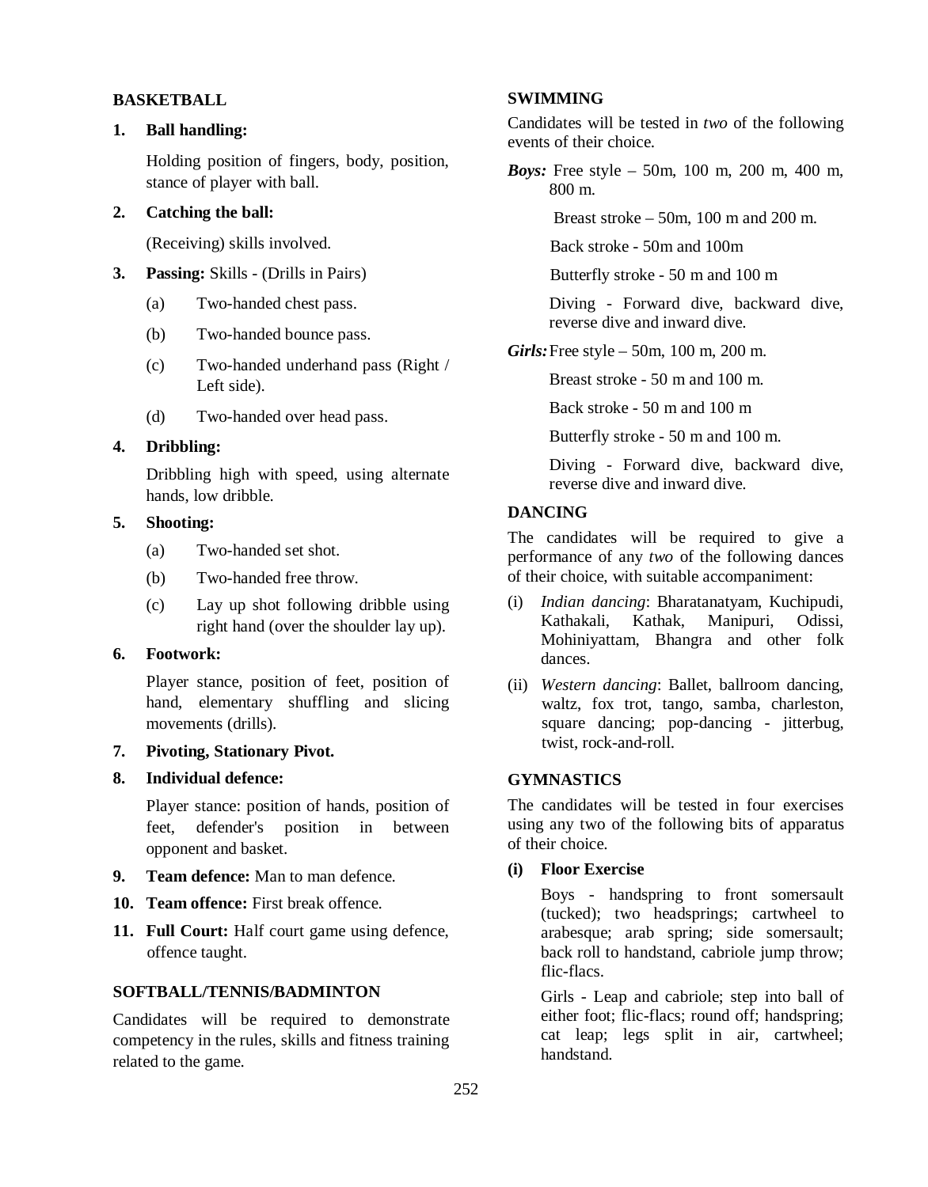## BASKETBALL

**1. Ball handling:**

Holding position of fingers, body, position, stance of player with ball.

**2. Catching the ball:**

(Receiving) skills involved.

**3. Passing:** Skills - (Drills in Pairs)

- (a) Two-handed chest pass.
- (b) Two-handed bounce pass.
- (c) Two-handed underhand pass (Right / Left side).
- (d) Two-handed over head pass.

**4. Dribbling:**

Dribbling high with speed, using alternate hands, low dribble.

**5. Shooting:**

- (a) Two-handed set shot.
- (b) Two-handed free throw.
- (c) Lay up shot following dribble using right hand (over the shoulder lay up).

**6. Footwork:**

Player stance, position of feet, position of hand, elementary shuffling and slicing movements (drills).

**7. Pivoting, Stationary Pivot.**

**8. Individual defence:**

Player stance: position of hands, position of feet, defender's position in between opponent and basket.

**9. Team defence:** Man to man defence.

**10. Team offence:** First break offence.

**11. Full Court:** Half court game using defence, offence taught.

## SOFTBALL/TENNIS/BADMINTON

Candidates will be required to demonstrate competency in the rules, skills and fitness training related to the game.

## SWIMMING

Candidates will be tested in *two* of the following events of their choice.

***Boys:*** Free style – 50m, 100 m, 200 m, 400 m, 800 m.

Breast stroke – 50m, 100 m and 200 m.

Back stroke - 50m and 100m

Butterfly stroke - 50 m and 100 m

Diving - Forward dive, backward dive, reverse dive and inward dive.

***Girls:*** Free style – 50m, 100 m, 200 m.

Breast stroke - 50 m and 100 m.

Back stroke - 50 m and 100 m

Butterfly stroke - 50 m and 100 m.

Diving - Forward dive, backward dive, reverse dive and inward dive.

## DANCING

The candidates will be required to give a performance of any *two* of the following dances of their choice, with suitable accompaniment:

- (i) *Indian dancing*: Bharatanatyam, Kuchipudi, Kathakali, Kathak, Manipuri, Odissi, Mohiniyattam, Bhangra and other folk dances.
- (ii) *Western dancing*: Ballet, ballroom dancing, waltz, fox trot, tango, samba, charleston, square dancing; pop-dancing - jitterbug, twist, rock-and-roll.

## GYMNASTICS

The candidates will be tested in four exercises using any two of the following bits of apparatus of their choice.

**(i) Floor Exercise**

Boys - handspring to front somersault (tucked); two headsprings; cartwheel to arabesque; arab spring; side somersault; back roll to handstand, cabriole jump throw; flic-flacs.

Girls - Leap and cabriole; step into ball of either foot; flic-flacs; round off; handspring; cat leap; legs split in air, cartwheel; handstand.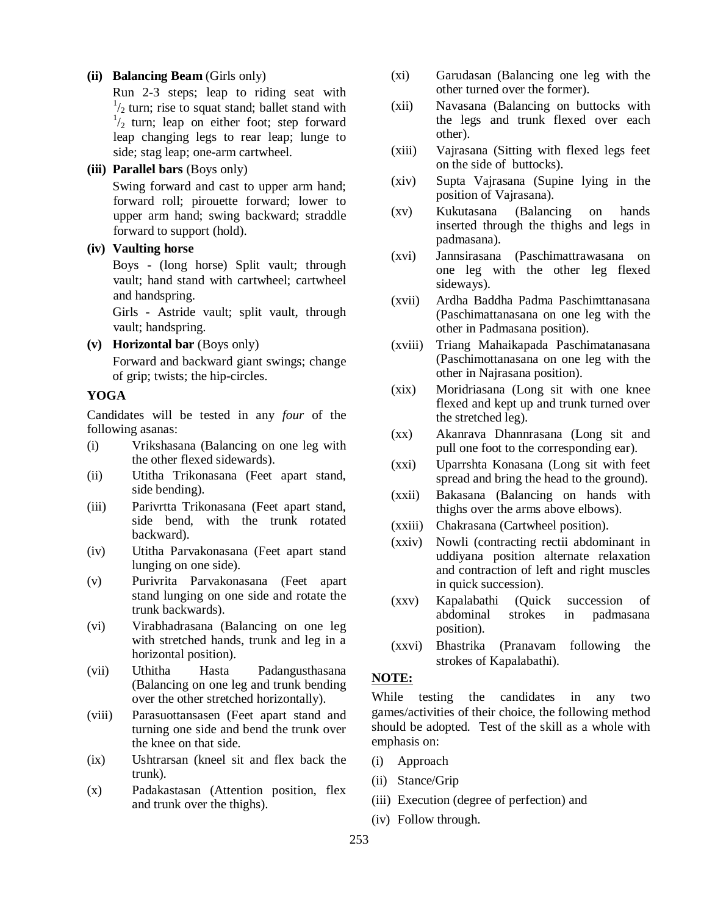**(ii) Balancing Beam** (Girls only)

Run 2-3 steps; leap to riding seat with $^1/_2$ turn; rise to squat stand; ballet stand with $^1/_2$ turn; leap on either foot; step forward leap changing legs to rear leap; lunge to side; stag leap; one-arm cartwheel.

**(iii) Parallel bars** (Boys only)

Swing forward and cast to upper arm hand; forward roll; pirouette forward; lower to upper arm hand; swing backward; straddle forward to support (hold).

**(iv) Vaulting horse**

Boys - (long horse) Split vault; through vault; hand stand with cartwheel; cartwheel and handspring.

Girls - Astride vault; split vault, through vault; handspring.

**(v) Horizontal bar** (Boys only)

Forward and backward giant swings; change of grip; twists; the hip-circles.

### YOGA

Candidates will be tested in any *four* of the following asanas:

(i) Vrikshasana (Balancing on one leg with the other flexed sidewards).

(ii) Utitha Trikonasana (Feet apart stand, side bending).

(iii) Parivrtta Trikonasana (Feet apart stand, side bend, with the trunk rotated backward).

(iv) Utitha Parvakonasana (Feet apart stand lunging on one side).

(v) Purivrita Parvakonasana (Feet apart stand lunging on one side and rotate the trunk backwards).

(vi) Virabhadrasana (Balancing on one leg with stretched hands, trunk and leg in a horizontal position).

(vii) Uthitha Hasta Padangusthasana (Balancing on one leg and trunk bending over the other stretched horizontally).

(viii) Parasuottansasen (Feet apart stand and turning one side and bend the trunk over the knee on that side.

(ix) Ushtrarsan (kneel sit and flex back the trunk).

(x) Padakastasan (Attention position, flex and trunk over the thighs).

(xi) Garudasan (Balancing one leg with the other turned over the former).

(xii) Navasana (Balancing on buttocks with the legs and trunk flexed over each other).

(xiii) Vajrasana (Sitting with flexed legs feet on the side of buttocks).

(xiv) Supta Vajrasana (Supine lying in the position of Vajrasana).

(xv) Kukutasana (Balancing on hands inserted through the thighs and legs in padmasana).

(xvi) Jannsirasana (Paschimattrawasana on one leg with the other leg flexed sideways).

(xvii) Ardha Baddha Padma Paschimttanasana (Paschimattanasana on one leg with the other in Padmasana position).

(xviii) Triang Mahaikapada Paschimatanasana (Paschimottanasana on one leg with the other in Najrasana position).

(xix) Moridriasana (Long sit with one knee flexed and kept up and trunk turned over the stretched leg).

(xx) Akanrava Dhannrasana (Long sit and pull one foot to the corresponding ear).

(xxi) Uparrshta Konasana (Long sit with feet spread and bring the head to the ground).

(xxii) Bakasana (Balancing on hands with thighs over the arms above elbows).

(xxiii) Chakrasana (Cartwheel position).

(xxiv) Nowli (contracting rectii abdominant in uddiyana position alternate relaxation and contraction of left and right muscles in quick succession).

(xxv) Kapalabathi (Quick succession of abdominal strokes in padmasana position).

(xxvi) Bhastrika (Pranavam following the strokes of Kapalabathi).

**NOTE:**

While testing the candidates in any two games/activities of their choice, the following method should be adopted. Test of the skill as a whole with emphasis on:

(i) Approach

(ii) Stance/Grip

(iii) Execution (degree of perfection) and

(iv) Follow through.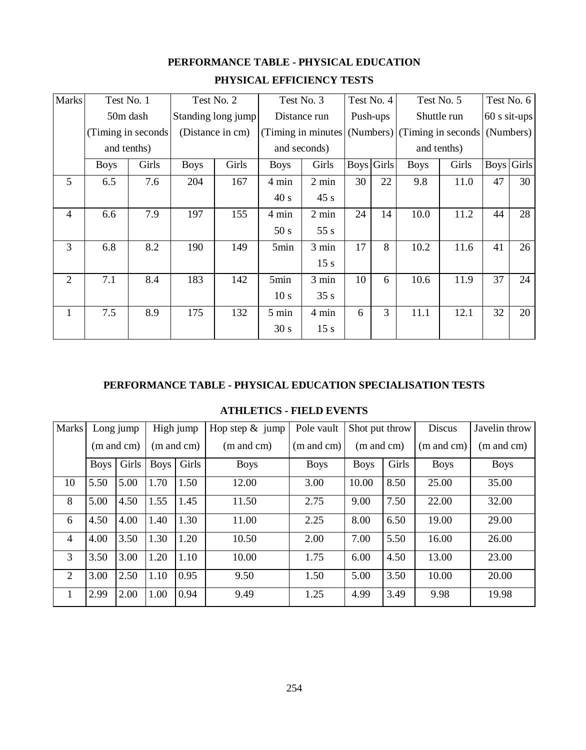## PERFORMANCE TABLE - PHYSICAL EDUCATION

### PHYSICAL EFFICIENCY TESTS

| Marks | Test No. 1 50m dash (Timing in seconds and tenths) | | Test No. 2 Standing long jump (Distance in cm) | | Test No. 3 Distance run (Timing in minutes and seconds) | | Test No. 4 Push-ups (Numbers) | | Test No. 5 Shuttle run (Timing in seconds and tenths) | | Test No. 6 60 s sit-ups (Numbers) | |
|---|---|---|---|---|---|---|---|---|---|---|---|---|
| | Boys | Girls | Boys | Girls | Boys | Girls | Boys | Girls | Boys | Girls | Boys | Girls |
| 5 | 6.5 | 7.6 | 204 | 167 | 4 min 40 s | 2 min 45 s | 30 | 22 | 9.8 | 11.0 | 47 | 30 |
| 4 | 6.6 | 7.9 | 197 | 155 | 4 min 50 s | 2 min 55 s | 24 | 14 | 10.0 | 11.2 | 44 | 28 |
| 3 | 6.8 | 8.2 | 190 | 149 | 5min | 3 min 15 s | 17 | 8 | 10.2 | 11.6 | 41 | 26 |
| 2 | 7.1 | 8.4 | 183 | 142 | 5min 10 s | 3 min 35 s | 10 | 6 | 10.6 | 11.9 | 37 | 24 |
| 1 | 7.5 | 8.9 | 175 | 132 | 5 min 30 s | 4 min 15 s | 6 | 3 | 11.1 | 12.1 | 32 | 20 |

## PERFORMANCE TABLE - PHYSICAL EDUCATION SPECIALISATION TESTS

### ATHLETICS - FIELD EVENTS

| Marks | Long jump (m and cm) | | High jump (m and cm) | | Hop step & jump (m and cm) | Pole vault (m and cm) | Shot put throw (m and cm) | | Discus (m and cm) | Javelin throw (m and cm) |
|---|---|---|---|---|---|---|---|---|---|---|
| | Boys | Girls | Boys | Girls | Boys | Boys | Boys | Girls | Boys | Boys |
| 10 | 5.50 | 5.00 | 1.70 | 1.50 | 12.00 | 3.00 | 10.00 | 8.50 | 25.00 | 35.00 |
| 8 | 5.00 | 4.50 | 1.55 | 1.45 | 11.50 | 2.75 | 9.00 | 7.50 | 22.00 | 32.00 |
| 6 | 4.50 | 4.00 | 1.40 | 1.30 | 11.00 | 2.25 | 8.00 | 6.50 | 19.00 | 29.00 |
| 4 | 4.00 | 3.50 | 1.30 | 1.20 | 10.50 | 2.00 | 7.00 | 5.50 | 16.00 | 26.00 |
| 3 | 3.50 | 3.00 | 1.20 | 1.10 | 10.00 | 1.75 | 6.00 | 4.50 | 13.00 | 23.00 |
| 2 | 3.00 | 2.50 | 1.10 | 0.95 | 9.50 | 1.50 | 5.00 | 3.50 | 10.00 | 20.00 |
| 1 | 2.99 | 2.00 | 1.00 | 0.94 | 9.49 | 1.25 | 4.99 | 3.49 | 9.98 | 19.98 |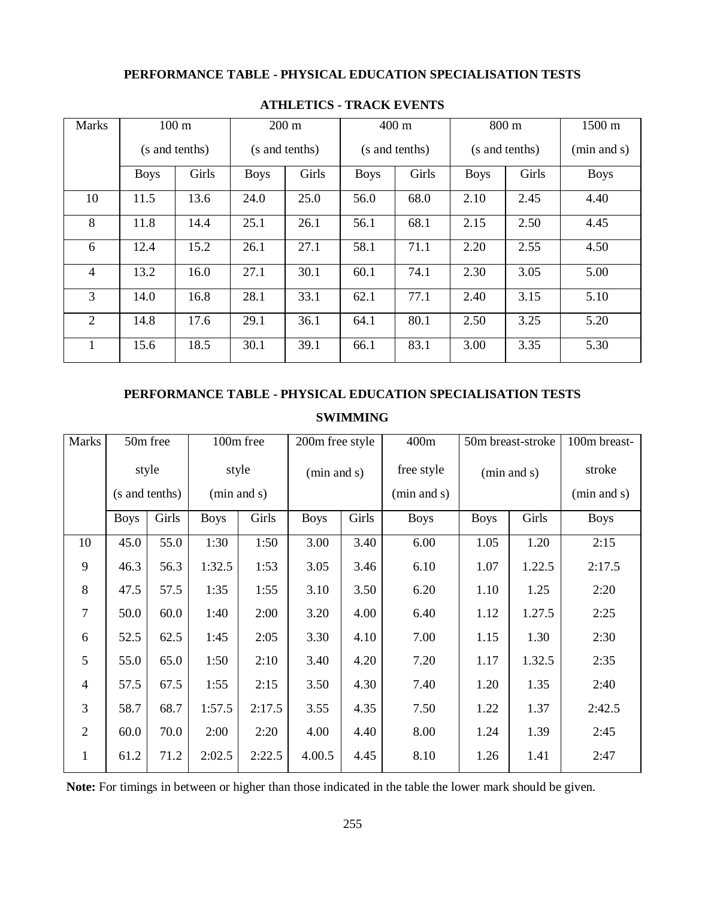**PERFORMANCE TABLE - PHYSICAL EDUCATION SPECIALISATION TESTS**

**ATHLETICS - TRACK EVENTS**

| Marks | 100 m (s and tenths) | | 200 m (s and tenths) | | 400 m (s and tenths) | | 800 m (s and tenths) | | 1500 m (min and s) |
|---|---|---|---|---|---|---|---|---|---|
| | Boys | Girls | Boys | Girls | Boys | Girls | Boys | Girls | Boys |
| 10 | 11.5 | 13.6 | 24.0 | 25.0 | 56.0 | 68.0 | 2.10 | 2.45 | 4.40 |
| 8 | 11.8 | 14.4 | 25.1 | 26.1 | 56.1 | 68.1 | 2.15 | 2.50 | 4.45 |
| 6 | 12.4 | 15.2 | 26.1 | 27.1 | 58.1 | 71.1 | 2.20 | 2.55 | 4.50 |
| 4 | 13.2 | 16.0 | 27.1 | 30.1 | 60.1 | 74.1 | 2.30 | 3.05 | 5.00 |
| 3 | 14.0 | 16.8 | 28.1 | 33.1 | 62.1 | 77.1 | 2.40 | 3.15 | 5.10 |
| 2 | 14.8 | 17.6 | 29.1 | 36.1 | 64.1 | 80.1 | 2.50 | 3.25 | 5.20 |
| 1 | 15.6 | 18.5 | 30.1 | 39.1 | 66.1 | 83.1 | 3.00 | 3.35 | 5.30 |

**PERFORMANCE TABLE - PHYSICAL EDUCATION SPECIALISATION TESTS**

**SWIMMING**

| Marks | 50m free style (s and tenths) | | 100m free style (min and s) | | 200m free style (min and s) | | 400m free style (min and s) | 50m breast-stroke (min and s) | | 100m breast-stroke (min and s) |
|---|---|---|---|---|---|---|---|---|---|---|
| | Boys | Girls | Boys | Girls | Boys | Girls | Boys | Boys | Girls | Boys |
| 10 | 45.0 | 55.0 | 1:30 | 1:50 | 3.00 | 3.40 | 6.00 | 1.05 | 1.20 | 2:15 |
| 9 | 46.3 | 56.3 | 1:32.5 | 1:53 | 3.05 | 3.46 | 6.10 | 1.07 | 1.22.5 | 2:17.5 |
| 8 | 47.5 | 57.5 | 1:35 | 1:55 | 3.10 | 3.50 | 6.20 | 1.10 | 1.25 | 2:20 |
| 7 | 50.0 | 60.0 | 1:40 | 2:00 | 3.20 | 4.00 | 6.40 | 1.12 | 1.27.5 | 2:25 |
| 6 | 52.5 | 62.5 | 1:45 | 2:05 | 3.30 | 4.10 | 7.00 | 1.15 | 1.30 | 2:30 |
| 5 | 55.0 | 65.0 | 1:50 | 2:10 | 3.40 | 4.20 | 7.20 | 1.17 | 1.32.5 | 2:35 |
| 4 | 57.5 | 67.5 | 1:55 | 2:15 | 3.50 | 4.30 | 7.40 | 1.20 | 1.35 | 2:40 |
| 3 | 58.7 | 68.7 | 1:57.5 | 2:17.5 | 3.55 | 4.35 | 7.50 | 1.22 | 1.37 | 2:42.5 |
| 2 | 60.0 | 70.0 | 2:00 | 2:20 | 4.00 | 4.40 | 8.00 | 1.24 | 1.39 | 2:45 |
| 1 | 61.2 | 71.2 | 2:02.5 | 2:22.5 | 4.00.5 | 4.45 | 8.10 | 1.26 | 1.41 | 2:47 |

**Note:** For timings in between or higher than those indicated in the table the lower mark should be given.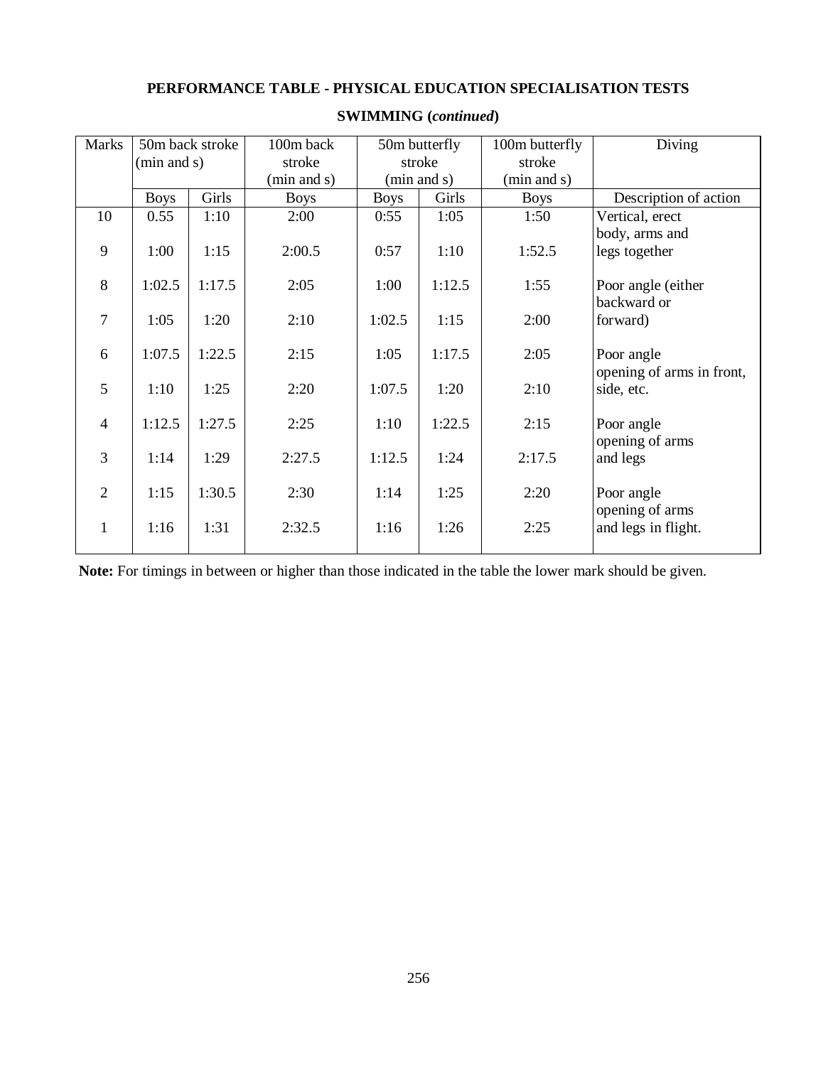**PERFORMANCE TABLE - PHYSICAL EDUCATION SPECIALISATION TESTS**

**SWIMMING (*continued*)**

| Marks | 50m back stroke (min and s) | | 100m back stroke (min and s) | 50m butterfly stroke (min and s) | | 100m butterfly stroke (min and s) | Diving |
|---|---|---|---|---|---|---|---|
| | Boys | Girls | Boys | Boys | Girls | Boys | Description of action |
| 10 | 0.55 | 1:10 | 2:00 | 0:55 | 1:05 | 1:50 | Vertical, erect body, arms and legs together |
| 9 | 1:00 | 1:15 | 2:00.5 | 0:57 | 1:10 | 1:52.5 | |
| 8 | 1:02.5 | 1:17.5 | 2:05 | 1:00 | 1:12.5 | 1:55 | Poor angle (either backward or forward) |
| 7 | 1:05 | 1:20 | 2:10 | 1:02.5 | 1:15 | 2:00 | |
| 6 | 1:07.5 | 1:22.5 | 2:15 | 1:05 | 1:17.5 | 2:05 | Poor angle opening of arms in front, side, etc. |
| 5 | 1:10 | 1:25 | 2:20 | 1:07.5 | 1:20 | 2:10 | |
| 4 | 1:12.5 | 1:27.5 | 2:25 | 1:10 | 1:22.5 | 2:15 | Poor angle opening of arms and legs |
| 3 | 1:14 | 1:29 | 2:27.5 | 1:12.5 | 1:24 | 2:17.5 | |
| 2 | 1:15 | 1:30.5 | 2:30 | 1:14 | 1:25 | 2:20 | Poor angle opening of arms and legs in flight. |
| 1 | 1:16 | 1:31 | 2:32.5 | 1:16 | 1:26 | 2:25 | |

**Note:** For timings in between or higher than those indicated in the table the lower mark should be given.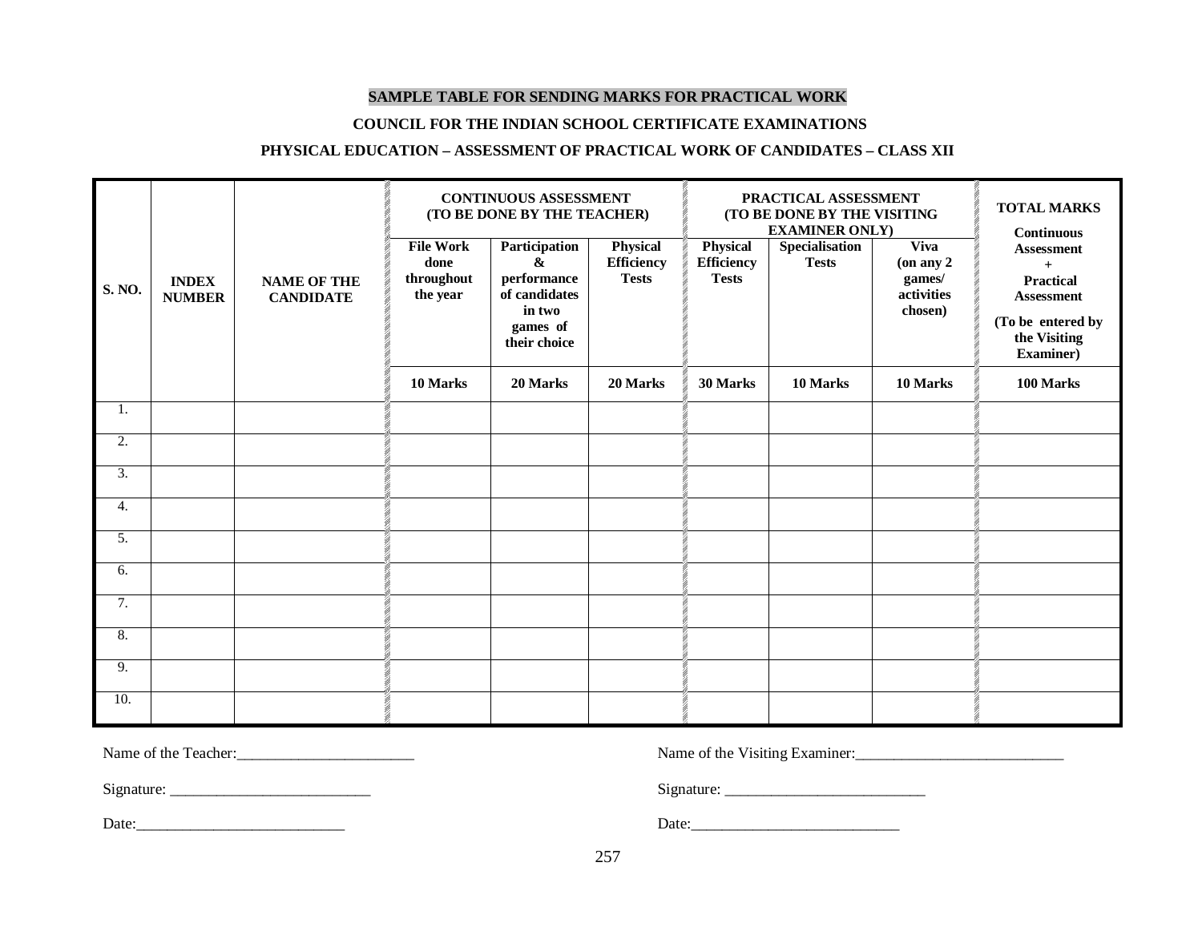**SAMPLE TABLE FOR SENDING MARKS FOR PRACTICAL WORK**

**COUNCIL FOR THE INDIAN SCHOOL CERTIFICATE EXAMINATIONS**

**PHYSICAL EDUCATION – ASSESSMENT OF PRACTICAL WORK OF CANDIDATES – CLASS XII**

| S. NO. | INDEX NUMBER | NAME OF THE CANDIDATE | CONTINUOUS ASSESSMENT (TO BE DONE BY THE TEACHER) | | | PRACTICAL ASSESSMENT (TO BE DONE BY THE VISITING EXAMINER ONLY) | | | TOTAL MARKS Continuous Assessment + Practical Assessment (To be entered by the Visiting Examiner) |
|---|---|---|---|---|---|---|---|---|---|
| | | | File Work done throughout the year | Participation & performance of candidates in two games of their choice | Physical Efficiency Tests | Physical Efficiency Tests | Specialisation Tests | Viva (on any 2 games/ activities chosen) | |
| | | | 10 Marks | 20 Marks | 20 Marks | 30 Marks | 10 Marks | 10 Marks | 100 Marks |
| 1. | | | | | | | | | |
| 2. | | | | | | | | | |
| 3. | | | | | | | | | |
| 4. | | | | | | | | | |
| 5. | | | | | | | | | |
| 6. | | | | | | | | | |
| 7. | | | | | | | | | |
| 8. | | | | | | | | | |
| 9. | | | | | | | | | |
| 10. | | | | | | | | | |

Name of the Teacher:_______________________

Signature: __________________________

Date:___________________________

Name of the Visiting Examiner:___________________________

Signature: __________________________

Date:___________________________